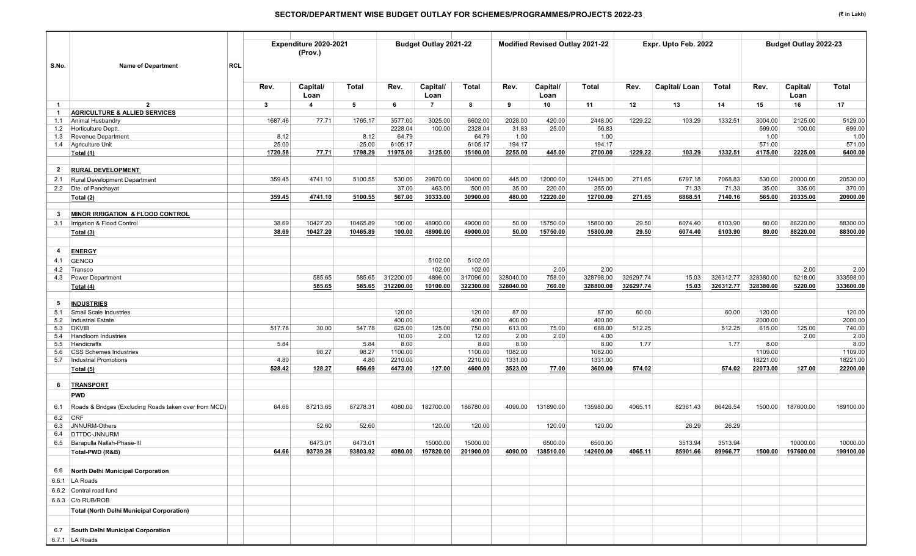## SECTOR/DEPARTMENT WISE BUDGET OUTLAY FOR SCHEMES/PROGRAMMES/PROJECTS 2022-23

(₹ in Lakh)

| S.No. | Name of Department | RCL | Expenditure 2020-2021 (Prov.) | | | Budget Outlay 2021-22 | | | Modified Revised Outlay 2021-22 | | | Expr. Upto Feb. 2022 | | | Budget Outlay 2022-23 | | |
|---|---|---|---|---|---|---|---|---|---|---|---|---|---|---|---|---|---|
| | | | Rev. | Capital/ Loan | Total | Rev. | Capital/ Loan | Total | Rev. | Capital/ Loan | Total | Rev. | Capital/ Loan | Total | Rev. | Capital/ Loan | Total |
| 1 | 2 | | 3 | 4 | 5 | 6 | 7 | 8 | 9 | 10 | 11 | 12 | 13 | 14 | 15 | 16 | 17 |
| 1 | **AGRICULTURE & ALLIED SERVICES** | | | | | | | | | | | | | | | | |
| 1.1 | Animal Husbandry | | 1687.46 | 77.71 | 1765.17 | 3577.00 | 3025.00 | 6602.00 | 2028.00 | 420.00 | 2448.00 | 1229.22 | 103.29 | 1332.51 | 3004.00 | 2125.00 | 5129.00 |
| 1.2 | Horticulture Deptt. | | | | | 2228.04 | 100.00 | 2328.04 | 31.83 | 25.00 | 56.83 | | | | 599.00 | 100.00 | 699.00 |
| 1.3 | Revenue Department | | 8.12 | | 8.12 | 64.79 | | 64.79 | 1.00 | | 1.00 | | | | 1.00 | | 1.00 |
| 1.4 | Agriculture Unit | | 25.00 | | 25.00 | 6105.17 | | 6105.17 | 194.17 | | 194.17 | | | | 571.00 | | 571.00 |
| | **Total (1)** | | **1720.58** | **77.71** | **1798.29** | **11975.00** | **3125.00** | **15100.00** | **2255.00** | **445.00** | **2700.00** | **1229.22** | **103.29** | **1332.51** | **4175.00** | **2225.00** | **6400.00** |
| 2 | **RURAL DEVELOPMENT** | | | | | | | | | | | | | | | | |
| 2.1 | Rural Development Department | | 359.45 | 4741.10 | 5100.55 | 530.00 | 29870.00 | 30400.00 | 445.00 | 12000.00 | 12445.00 | 271.65 | 6797.18 | 7068.83 | 530.00 | 20000.00 | 20530.00 |
| 2.2 | Dte. of Panchayat | | | | | 37.00 | 463.00 | 500.00 | 35.00 | 220.00 | 255.00 | | 71.33 | 71.33 | 35.00 | 335.00 | 370.00 |
| | **Total (2)** | | **359.45** | **4741.10** | **5100.55** | **567.00** | **30333.00** | **30900.00** | **480.00** | **12220.00** | **12700.00** | **271.65** | **6868.51** | **7140.16** | **565.00** | **20335.00** | **20900.00** |
| 3 | **MINOR IRRIGATION & FLOOD CONTROL** | | | | | | | | | | | | | | | | |
| 3.1 | Irrigation & Flood Control | | 38.69 | 10427.20 | 10465.89 | 100.00 | 48900.00 | 49000.00 | 50.00 | 15750.00 | 15800.00 | 29.50 | 6074.40 | 6103.90 | 80.00 | 88220.00 | 88300.00 |
| | **Total (3)** | | **38.69** | **10427.20** | **10465.89** | **100.00** | **48900.00** | **49000.00** | **50.00** | **15750.00** | **15800.00** | **29.50** | **6074.40** | **6103.90** | **80.00** | **88220.00** | **88300.00** |
| 4 | **ENERGY** | | | | | | | | | | | | | | | | |
| 4.1 | GENCO | | | | | | 5102.00 | 5102.00 | | | | | | | | | |
| 4.2 | Transco | | | | | | 102.00 | 102.00 | | 2.00 | 2.00 | | | | | 2.00 | 2.00 |
| 4.3 | Power Department | | | 585.65 | 585.65 | 312200.00 | 4896.00 | 317096.00 | 328040.00 | 758.00 | 328798.00 | 326297.74 | 15.03 | 326312.77 | 328380.00 | 5218.00 | 333598.00 |
| | **Total (4)** | | | **585.65** | **585.65** | **312200.00** | **10100.00** | **322300.00** | **328040.00** | **760.00** | **328800.00** | **326297.74** | **15.03** | **326312.77** | **328380.00** | **5220.00** | **333600.00** |
| 5 | **INDUSTRIES** | | | | | | | | | | | | | | | | |
| 5.1 | Small Scale Industries | | | | | 120.00 | | 120.00 | 87.00 | | 87.00 | 60.00 | | 60.00 | 120.00 | | 120.00 |
| 5.2 | Industrial Estate | | | | | 400.00 | | 400.00 | 400.00 | | 400.00 | | | | 2000.00 | | 2000.00 |
| 5.3 | DKVIB | | 517.78 | 30.00 | 547.78 | 625.00 | 125.00 | 750.00 | 613.00 | 75.00 | 688.00 | 512.25 | | 512.25 | 615.00 | 125.00 | 740.00 |
| 5.4 | Handloom Industries | | | | | 10.00 | 2.00 | 12.00 | 2.00 | 2.00 | 4.00 | | | | | 2.00 | 2.00 |
| 5.5 | Handicrafts | | 5.84 | | 5.84 | 8.00 | | 8.00 | 8.00 | | 8.00 | 1.77 | | 1.77 | 8.00 | | 8.00 |
| 5.6 | CSS Schemes Industries | | | 98.27 | 98.27 | 1100.00 | | 1100.00 | 1082.00 | | 1082.00 | | | | 1109.00 | | 1109.00 |
| 5.7 | Industrial Promotions | | 4.80 | | 4.80 | 2210.00 | | 2210.00 | 1331.00 | | 1331.00 | | | | 18221.00 | | 18221.00 |
| | **Total (5)** | | **528.42** | **128.27** | **656.69** | **4473.00** | **127.00** | **4600.00** | **3523.00** | **77.00** | **3600.00** | **574.02** | | **574.02** | **22073.00** | **127.00** | **22200.00** |
| 6 | **TRANSPORT** | | | | | | | | | | | | | | | | |
| | **PWD** | | | | | | | | | | | | | | | | |
| 6.1 | Roads & Bridges (Excluding Roads taken over from MCD) | | 64.66 | 87213.65 | 87278.31 | 4080.00 | 182700.00 | 186780.00 | 4090.00 | 131890.00 | 135980.00 | 4065.11 | 82361.43 | 86426.54 | 1500.00 | 187600.00 | 189100.00 |
| 6.2 | CRF | | | | | | | | | | | | | | | | |
| 6.3 | JNNURM-Others | | | 52.60 | 52.60 | | 120.00 | 120.00 | | 120.00 | 120.00 | | 26.29 | 26.29 | | | |
| 6.4 | DTTDC-JNNURM | | | | | | | | | | | | | | | | |
| 6.5 | Barapulla Nallah-Phase-III | | | 6473.01 | 6473.01 | | 15000.00 | 15000.00 | | 6500.00 | 6500.00 | | 3513.94 | 3513.94 | | 10000.00 | 10000.00 |
| | **Total-PWD (R&B)** | | **64.66** | **93739.26** | **93803.92** | **4080.00** | **197820.00** | **201900.00** | **4090.00** | **138510.00** | **142600.00** | **4065.11** | **85901.66** | **89966.77** | **1500.00** | **197600.00** | **199100.00** |
| 6.6 | **North Delhi Municipal Corporation** | | | | | | | | | | | | | | | | |
| 6.6.1 | LA Roads | | | | | | | | | | | | | | | | |
| 6.6.2 | Central road fund | | | | | | | | | | | | | | | | |
| 6.6.3 | C/o RUB/ROB | | | | | | | | | | | | | | | | |
| | **Total (North Delhi Municipal Corporation)** | | | | | | | | | | | | | | | | |
| 6.7 | **South Delhi Municipal Corporation** | | | | | | | | | | | | | | | | |
| 6.7.1 | LA Roads | | | | | | | | | | | | | | | | |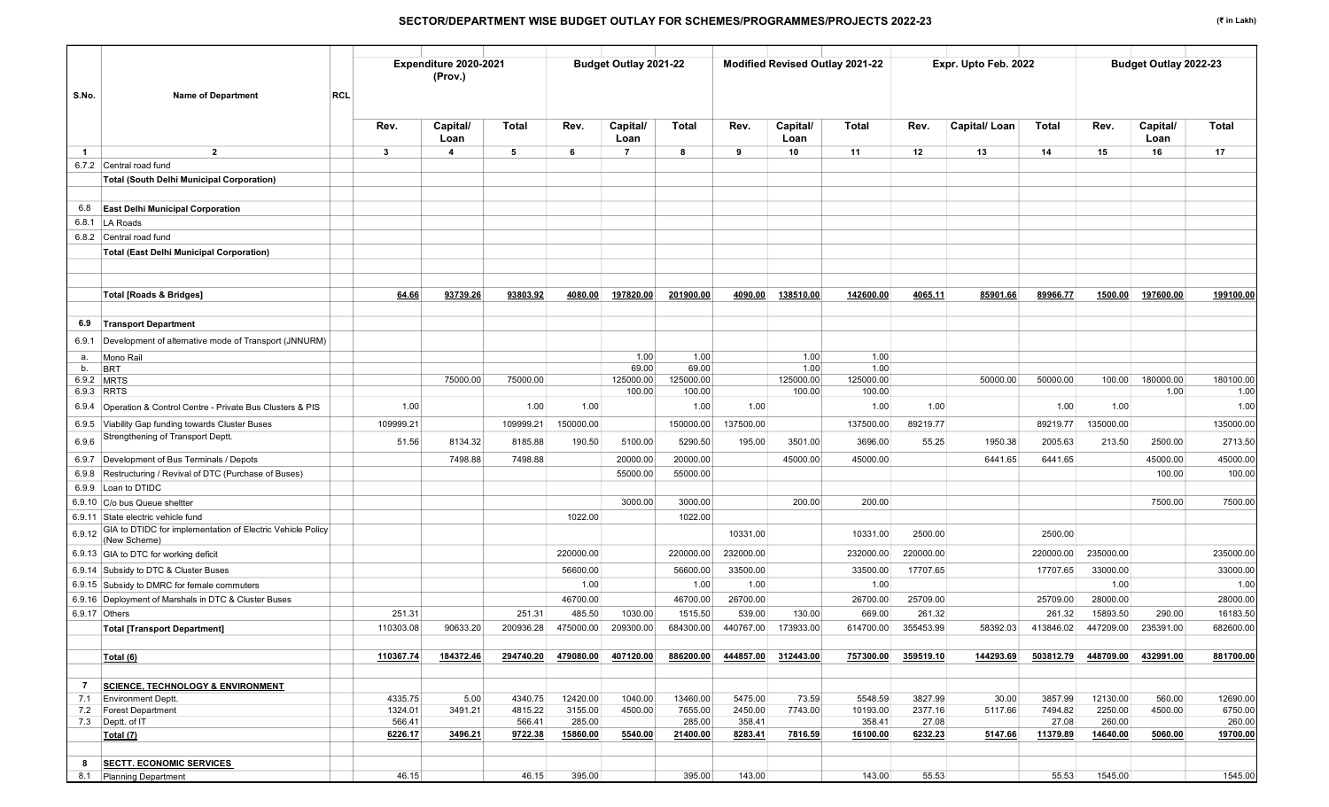## SECTOR/DEPARTMENT WISE BUDGET OUTLAY FOR SCHEMES/PROGRAMMES/PROJECTS 2022-23

(₹ in Lakh)

| S.No. | Name of Department | RCL | Expenditure 2020-2021 (Prov.) | | | Budget Outlay 2021-22 | | | Modified Revised Outlay 2021-22 | | | Expr. Upto Feb. 2022 | | | Budget Outlay 2022-23 | | |
|---|---|---|---|---|---|---|---|---|---|---|---|---|---|---|---|---|---|
| | | | Rev. | Capital/ Loan | Total | Rev. | Capital/ Loan | Total | Rev. | Capital/ Loan | Total | Rev. | Capital/ Loan | Total | Rev. | Capital/ Loan | Total |
| 1 | 2 | | 3 | 4 | 5 | 6 | 7 | 8 | 9 | 10 | 11 | 12 | 13 | 14 | 15 | 16 | 17 |
| 6.7.2 | Central road fund | | | | | | | | | | | | | | | | |
| | **Total (South Delhi Municipal Corporation)** | | | | | | | | | | | | | | | | |
| 6.8 | **East Delhi Municipal Corporation** | | | | | | | | | | | | | | | | |
| 6.8.1 | LA Roads | | | | | | | | | | | | | | | | |
| 6.8.2 | Central road fund | | | | | | | | | | | | | | | | |
| | **Total (East Delhi Municipal Corporation)** | | | | | | | | | | | | | | | | |
| | **Total [Roads & Bridges]** | | **64.66** | **93739.26** | **93803.92** | **4080.00** | **197820.00** | **201900.00** | **4090.00** | **138510.00** | **142600.00** | **4065.11** | **85901.66** | **89966.77** | **1500.00** | **197600.00** | **199100.00** |
| 6.9 | **Transport Department** | | | | | | | | | | | | | | | | |
| 6.9.1 | Development of alternative mode of Transport (JNNURM) | | | | | | | | | | | | | | | | |
| a. | Mono Rail | | | | | | 1.00 | 1.00 | | 1.00 | 1.00 | | | | | | |
| b. | BRT | | | | | | 69.00 | 69.00 | | 1.00 | 1.00 | | | | | | |
| 6.9.2 | MRTS | | | 75000.00 | 75000.00 | | 125000.00 | 125000.00 | | 125000.00 | 125000.00 | | 50000.00 | 50000.00 | 100.00 | 180000.00 | 180100.00 |
| 6.9.3 | RRTS | | | | | | 100.00 | 100.00 | | 100.00 | 100.00 | | | | | 1.00 | 1.00 |
| 6.9.4 | Operation & Control Centre - Private Bus Clusters & PIS | | 1.00 | | 1.00 | 1.00 | | 1.00 | 1.00 | | 1.00 | 1.00 | | 1.00 | 1.00 | | 1.00 |
| 6.9.5 | Viability Gap funding towards Cluster Buses | | 109999.21 | | 109999.21 | 150000.00 | | 150000.00 | 137500.00 | | 137500.00 | 89219.77 | | 89219.77 | 135000.00 | | 135000.00 |
| 6.9.6 | Strengthening of Transport Deptt. | | 51.56 | 8134.32 | 8185.88 | 190.50 | 5100.00 | 5290.50 | 195.00 | 3501.00 | 3696.00 | 55.25 | 1950.38 | 2005.63 | 213.50 | 2500.00 | 2713.50 |
| 6.9.7 | Development of Bus Terminals / Depots | | | 7498.88 | 7498.88 | | 20000.00 | 20000.00 | | 45000.00 | 45000.00 | | 6441.65 | 6441.65 | | 45000.00 | 45000.00 |
| 6.9.8 | Restructuring / Revival of DTC (Purchase of Buses) | | | | | | 55000.00 | 55000.00 | | | | | | | | 100.00 | 100.00 |
| 6.9.9 | Loan to DTIDC | | | | | | | | | | | | | | | | |
| 6.9.10 | C/o bus Queue sheltter | | | | | | 3000.00 | 3000.00 | | 200.00 | 200.00 | | | | | 7500.00 | 7500.00 |
| 6.9.11 | State electric vehicle fund | | | | | 1022.00 | | 1022.00 | | | | | | | | | |
| 6.9.12 | GIA to DTIDC for implementation of Electric Vehicle Policy (New Scheme) | | | | | | | | 10331.00 | | 10331.00 | 2500.00 | | 2500.00 | | | |
| 6.9.13 | GIA to DTC for working deficit | | | | | 220000.00 | | 220000.00 | 232000.00 | | 232000.00 | 220000.00 | | 220000.00 | 235000.00 | | 235000.00 |
| 6.9.14 | Subsidy to DTC & Cluster Buses | | | | | 56600.00 | | 56600.00 | 33500.00 | | 33500.00 | 17707.65 | | 17707.65 | 33000.00 | | 33000.00 |
| 6.9.15 | Subsidy to DMRC for female commuters | | | | | 1.00 | | 1.00 | 1.00 | | 1.00 | | | | 1.00 | | 1.00 |
| 6.9.16 | Deployment of Marshals in DTC & Cluster Buses | | | | | 46700.00 | | 46700.00 | 26700.00 | | 26700.00 | 25709.00 | | 25709.00 | 28000.00 | | 28000.00 |
| 6.9.17 | Others | | 251.31 | | 251.31 | 485.50 | 1030.00 | 1515.50 | 539.00 | 130.00 | 669.00 | 261.32 | | 261.32 | 15893.50 | 290.00 | 16183.50 |
| | **Total [Transport Department]** | | 110303.08 | 90633.20 | 200936.28 | 475000.00 | 209300.00 | 684300.00 | 440767.00 | 173933.00 | 614700.00 | 355453.99 | 58392.03 | 413846.02 | 447209.00 | 235391.00 | 682600.00 |
| | **Total (6)** | | **110367.74** | **184372.46** | **294740.20** | **479080.00** | **407120.00** | **886200.00** | **444857.00** | **312443.00** | **757300.00** | **359519.10** | **144293.69** | **503812.79** | **448709.00** | **432991.00** | **881700.00** |
| 7 | **SCIENCE, TECHNOLOGY & ENVIRONMENT** | | | | | | | | | | | | | | | | |
| 7.1 | Environment Deptt. | | 4335.75 | 5.00 | 4340.75 | 12420.00 | 1040.00 | 13460.00 | 5475.00 | 73.59 | 5548.59 | 3827.99 | 30.00 | 3857.99 | 12130.00 | 560.00 | 12690.00 |
| 7.2 | Forest Department | | 1324.01 | 3491.21 | 4815.22 | 3155.00 | 4500.00 | 7655.00 | 2450.00 | 7743.00 | 10193.00 | 2377.16 | 5117.66 | 7494.82 | 2250.00 | 4500.00 | 6750.00 |
| 7.3 | Deptt. of IT | | 566.41 | | 566.41 | 285.00 | | 285.00 | 358.41 | | 358.41 | 27.08 | | 27.08 | 260.00 | | 260.00 |
| | **Total (7)** | | **6226.17** | **3496.21** | **9722.38** | **15860.00** | **5540.00** | **21400.00** | **8283.41** | **7816.59** | **16100.00** | **6232.23** | **5147.66** | **11379.89** | **14640.00** | **5060.00** | **19700.00** |
| 8 | **SECTT. ECONOMIC SERVICES** | | | | | | | | | | | | | | | | |
| 8.1 | Planning Department | | 46.15 | | 46.15 | 395.00 | | 395.00 | 143.00 | | 143.00 | 55.53 | | 55.53 | 1545.00 | | 1545.00 |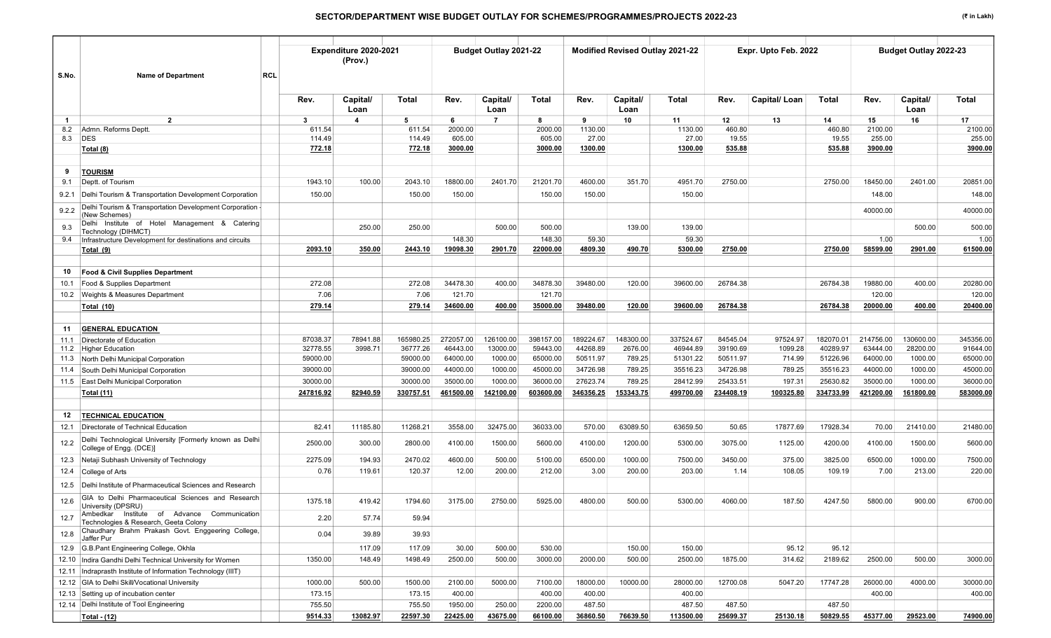## SECTOR/DEPARTMENT WISE BUDGET OUTLAY FOR SCHEMES/PROGRAMMES/PROJECTS 2022-23

(₹ in Lakh)

| S.No. | Name of Department | RCL | Expenditure 2020-2021 (Prov.) | | | Budget Outlay 2021-22 | | | Modified Revised Outlay 2021-22 | | | Expr. Upto Feb. 2022 | | | Budget Outlay 2022-23 | | |
|---|---|---|---|---|---|---|---|---|---|---|---|---|---|---|---|---|---|
| | | | Rev. | Capital/ Loan | Total | Rev. | Capital/ Loan | Total | Rev. | Capital/ Loan | Total | Rev. | Capital/ Loan | Total | Rev. | Capital/ Loan | Total |
| 1 | 2 | | 3 | 4 | 5 | 6 | 7 | 8 | 9 | 10 | 11 | 12 | 13 | 14 | 15 | 16 | 17 |
| 8.2 | Admn. Reforms Deptt. | | 611.54 | | 611.54 | 2000.00 | | 2000.00 | 1130.00 | | 1130.00 | 460.80 | | 460.80 | 2100.00 | | 2100.00 |
| 8.3 | DES | | 114.49 | | 114.49 | 605.00 | | 605.00 | 27.00 | | 27.00 | 19.55 | | 19.55 | 255.00 | | 255.00 |
| | Total (8) | | 772.18 | | 772.18 | 3000.00 | | 3000.00 | 1300.00 | | 1300.00 | 535.88 | | 535.88 | 3900.00 | | 3900.00 |
| 9 | **TOURISM** | | | | | | | | | | | | | | | | |
| 9.1 | Deptt. of Tourism | | 1943.10 | 100.00 | 2043.10 | 18800.00 | 2401.70 | 21201.70 | 4600.00 | 351.70 | 4951.70 | 2750.00 | | 2750.00 | 18450.00 | 2401.00 | 20851.00 |
| 9.2.1 | Delhi Tourism & Transportation Development Corporation | | 150.00 | | 150.00 | 150.00 | | 150.00 | 150.00 | | 150.00 | | | | 148.00 | | 148.00 |
| 9.2.2 | Delhi Tourism & Transportation Development Corporation - (New Schemes) | | | | | | | | | | | | | | 40000.00 | | 40000.00 |
| 9.3 | Delhi Institute of Hotel Management & Catering Technology (DIHMCT) | | | 250.00 | 250.00 | | 500.00 | 500.00 | | 139.00 | 139.00 | | | | | 500.00 | 500.00 |
| 9.4 | Infrastructure Development for destinations and circuits | | | | | 148.30 | | 148.30 | 59.30 | | 59.30 | | | | 1.00 | | 1.00 |
| | Total (9) | | 2093.10 | 350.00 | 2443.10 | 19098.30 | 2901.70 | 22000.00 | 4809.30 | 490.70 | 5300.00 | 2750.00 | | 2750.00 | 58599.00 | 2901.00 | 61500.00 |
| 10 | **Food & Civil Supplies Department** | | | | | | | | | | | | | | | | |
| 10.1 | Food & Supplies Department | | 272.08 | | 272.08 | 34478.30 | 400.00 | 34878.30 | 39480.00 | 120.00 | 39600.00 | 26784.38 | | 26784.38 | 19880.00 | 400.00 | 20280.00 |
| 10.2 | Weights & Measures Department | | 7.06 | | 7.06 | 121.70 | | 121.70 | | | | | | | 120.00 | | 120.00 |
| | Total (10) | | 279.14 | | 279.14 | 34600.00 | 400.00 | 35000.00 | 39480.00 | 120.00 | 39600.00 | 26784.38 | | 26784.38 | 20000.00 | 400.00 | 20400.00 |
| 11 | **GENERAL EDUCATION** | | | | | | | | | | | | | | | | |
| 11.1 | Directorate of Education | | 87038.37 | 78941.88 | 165980.25 | 272057.00 | 126100.00 | 398157.00 | 189224.67 | 148300.00 | 337524.67 | 84545.04 | 97524.97 | 182070.01 | 214756.00 | 130600.00 | 345356.00 |
| 11.2 | Higher Education | | 32778.55 | 3998.71 | 36777.26 | 46443.00 | 13000.00 | 59443.00 | 44268.89 | 2676.00 | 46944.89 | 39190.69 | 1099.28 | 40289.97 | 63444.00 | 28200.00 | 91644.00 |
| 11.3 | North Delhi Municipal Corporation | | 59000.00 | | 59000.00 | 64000.00 | 1000.00 | 65000.00 | 50511.97 | 789.25 | 51301.22 | 50511.97 | 714.99 | 51226.96 | 64000.00 | 1000.00 | 65000.00 |
| 11.4 | South Delhi Municipal Corporation | | 39000.00 | | 39000.00 | 44000.00 | 1000.00 | 45000.00 | 34726.98 | 789.25 | 35516.23 | 34726.98 | 789.25 | 35516.23 | 44000.00 | 1000.00 | 45000.00 |
| 11.5 | East Delhi Municipal Corporation | | 30000.00 | | 30000.00 | 35000.00 | 1000.00 | 36000.00 | 27623.74 | 789.25 | 28412.99 | 25433.51 | 197.31 | 25630.82 | 35000.00 | 1000.00 | 36000.00 |
| | Total (11) | | 247816.92 | 82940.59 | 330757.51 | 461500.00 | 142100.00 | 603600.00 | 346356.25 | 153343.75 | 499700.00 | 234408.19 | 100325.80 | 334733.99 | 421200.00 | 161800.00 | 583000.00 |
| 12 | **TECHNICAL EDUCATION** | | | | | | | | | | | | | | | | |
| 12.1 | Directorate of Technical Education | | 82.41 | 11185.80 | 11268.21 | 3558.00 | 32475.00 | 36033.00 | 570.00 | 63089.50 | 63659.50 | 50.65 | 17877.69 | 17928.34 | 70.00 | 21410.00 | 21480.00 |
| 12.2 | Delhi Technological University [Formerly known as Delhi College of Engg. (DCE)] | | 2500.00 | 300.00 | 2800.00 | 4100.00 | 1500.00 | 5600.00 | 4100.00 | 1200.00 | 5300.00 | 3075.00 | 1125.00 | 4200.00 | 4100.00 | 1500.00 | 5600.00 |
| 12.3 | Netaji Subhash University of Technology | | 2275.09 | 194.93 | 2470.02 | 4600.00 | 500.00 | 5100.00 | 6500.00 | 1000.00 | 7500.00 | 3450.00 | 375.00 | 3825.00 | 6500.00 | 1000.00 | 7500.00 |
| 12.4 | College of Arts | | 0.76 | 119.61 | 120.37 | 12.00 | 200.00 | 212.00 | 3.00 | 200.00 | 203.00 | 1.14 | 108.05 | 109.19 | 7.00 | 213.00 | 220.00 |
| 12.5 | Delhi Institute of Pharmaceutical Sciences and Research | | | | | | | | | | | | | | | | |
| 12.6 | GIA to Delhi Pharmaceutical Sciences and Research University (DPSRU) | | 1375.18 | 419.42 | 1794.60 | 3175.00 | 2750.00 | 5925.00 | 4800.00 | 500.00 | 5300.00 | 4060.00 | 187.50 | 4247.50 | 5800.00 | 900.00 | 6700.00 |
| 12.7 | Ambedkar Institute of Advance Communication Technologies & Research, Geeta Colony | | 2.20 | 57.74 | 59.94 | | | | | | | | | | | | |
| 12.8 | Chaudhary Brahm Prakash Govt. Enggeering College, Jaffer Pur | | 0.04 | 39.89 | 39.93 | | | | | | | | | | | | |
| 12.9 | G.B.Pant Engineering College, Okhla | | | 117.09 | 117.09 | 30.00 | 500.00 | 530.00 | | 150.00 | 150.00 | | 95.12 | 95.12 | | | |
| 12.10 | Indira Gandhi Delhi Technical University for Women | | 1350.00 | 148.49 | 1498.49 | 2500.00 | 500.00 | 3000.00 | 2000.00 | 500.00 | 2500.00 | 1875.00 | 314.62 | 2189.62 | 2500.00 | 500.00 | 3000.00 |
| 12.11 | Indraprasth Institute of Information Technology (IIIT) | | | | | | | | | | | | | | | | |
| 12.12 | GIA to Delhi Skill/Vocational University | | 1000.00 | 500.00 | 1500.00 | 2100.00 | 5000.00 | 7100.00 | 18000.00 | 10000.00 | 28000.00 | 12700.08 | 5047.20 | 17747.28 | 26000.00 | 4000.00 | 30000.00 |
| 12.13 | Setting up of incubation center | | 173.15 | | 173.15 | 400.00 | | 400.00 | 400.00 | | 400.00 | | | | 400.00 | | 400.00 |
| 12.14 | Delhi Institute of Tool Engineering | | 755.50 | | 755.50 | 1950.00 | 250.00 | 2200.00 | 487.50 | | 487.50 | 487.50 | | 487.50 | | | |
| | Total - (12) | | 9514.33 | 13082.97 | 22597.30 | 22425.00 | 43675.00 | 66100.00 | 36860.50 | 76639.50 | 113500.00 | 25699.37 | 25130.18 | 50829.55 | 45377.00 | 29523.00 | 74900.00 |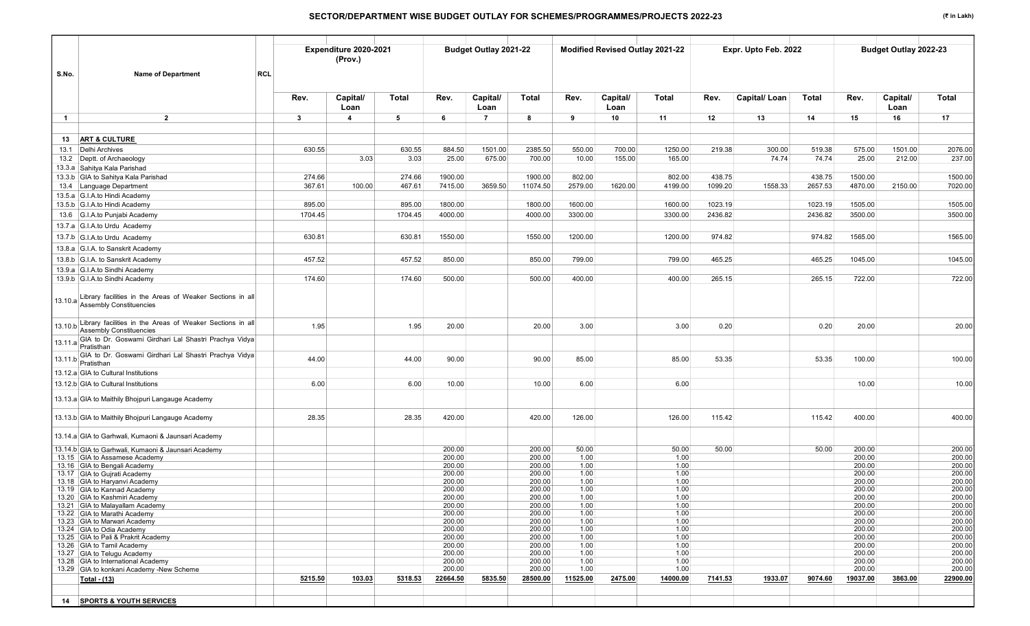## SECTOR/DEPARTMENT WISE BUDGET OUTLAY FOR SCHEMES/PROGRAMMES/PROJECTS 2022-23

(₹ in Lakh)

| S.No. | Name of Department | RCL | Expenditure 2020-2021 (Prov.) | | | Budget Outlay 2021-22 | | | Modified Revised Outlay 2021-22 | | | Expr. Upto Feb. 2022 | | | Budget Outlay 2022-23 | | |
|---|---|---|---|---|---|---|---|---|---|---|---|---|---|---|---|---|---|
| | | | Rev. | Capital/ Loan | Total | Rev. | Capital/ Loan | Total | Rev. | Capital/ Loan | Total | Rev. | Capital/ Loan | Total | Rev. | Capital/ Loan | Total |
| 1 | 2 | | 3 | 4 | 5 | 6 | 7 | 8 | 9 | 10 | 11 | 12 | 13 | 14 | 15 | 16 | 17 |
| 13 | **ART & CULTURE** | | | | | | | | | | | | | | | | |
| 13.1 | Delhi Archives | | 630.55 | | 630.55 | 884.50 | 1501.00 | 2385.50 | 550.00 | 700.00 | 1250.00 | 219.38 | 300.00 | 519.38 | 575.00 | 1501.00 | 2076.00 |
| 13.2 | Deptt. of Archaeology | | | 3.03 | 3.03 | 25.00 | 675.00 | 700.00 | 10.00 | 155.00 | 165.00 | | 74.74 | 74.74 | 25.00 | 212.00 | 237.00 |
| 13.3.a | Sahitya Kala Parishad | | | | | | | | | | | | | | | | |
| 13.3.b | GIA to Sahitya Kala Parishad | | 274.66 | | 274.66 | 1900.00 | | 1900.00 | 802.00 | | 802.00 | 438.75 | | 438.75 | 1500.00 | | 1500.00 |
| 13.4 | Language Department | | 367.61 | 100.00 | 467.61 | 7415.00 | 3659.50 | 11074.50 | 2579.00 | 1620.00 | 4199.00 | 1099.20 | 1558.33 | 2657.53 | 4870.00 | 2150.00 | 7020.00 |
| 13.5.a | G.I.A.to Hindi Academy | | | | | | | | | | | | | | | | |
| 13.5.b | G.I.A.to Hindi Academy | | 895.00 | | 895.00 | 1800.00 | | 1800.00 | 1600.00 | | 1600.00 | 1023.19 | | 1023.19 | 1505.00 | | 1505.00 |
| 13.6 | G.I.A.to Punjabi Academy | | 1704.45 | | 1704.45 | 4000.00 | | 4000.00 | 3300.00 | | 3300.00 | 2436.82 | | 2436.82 | 3500.00 | | 3500.00 |
| 13.7.a | G.I.A.to Urdu Academy | | | | | | | | | | | | | | | | |
| 13.7.b | G.I.A.to Urdu Academy | | 630.81 | | 630.81 | 1550.00 | | 1550.00 | 1200.00 | | 1200.00 | 974.82 | | 974.82 | 1565.00 | | 1565.00 |
| 13.8.a | G.I.A. to Sanskrit Academy | | | | | | | | | | | | | | | | |
| 13.8.b | G.I.A. to Sanskrit Academy | | 457.52 | | 457.52 | 850.00 | | 850.00 | 799.00 | | 799.00 | 465.25 | | 465.25 | 1045.00 | | 1045.00 |
| 13.9.a | G.I.A.to Sindhi Academy | | | | | | | | | | | | | | | | |
| 13.9.b | G.I.A.to Sindhi Academy | | 174.60 | | 174.60 | 500.00 | | 500.00 | 400.00 | | 400.00 | 265.15 | | 265.15 | 722.00 | | 722.00 |
| 13.10.a | Library facilities in the Areas of Weaker Sections in all Assembly Constituencies | | | | | | | | | | | | | | | | |
| 13.10.b | Library facilities in the Areas of Weaker Sections in all Assembly Constituencies | | 1.95 | | 1.95 | 20.00 | | 20.00 | 3.00 | | 3.00 | 0.20 | | 0.20 | 20.00 | | 20.00 |
| 13.11.a | GIA to Dr. Goswami Girdhari Lal Shastri Prachya Vidya Pratisthan | | | | | | | | | | | | | | | | |
| 13.11.b | GIA to Dr. Goswami Girdhari Lal Shastri Prachya Vidya Pratisthan | | 44.00 | | 44.00 | 90.00 | | 90.00 | 85.00 | | 85.00 | 53.35 | | 53.35 | 100.00 | | 100.00 |
| 13.12.a | GIA to Cultural Institutions | | | | | | | | | | | | | | | | |
| 13.12.b | GIA to Cultural Institutions | | 6.00 | | 6.00 | 10.00 | | 10.00 | 6.00 | | 6.00 | | | | 10.00 | | 10.00 |
| 13.13.a | GIA to Maithily Bhojpuri Langauge Academy | | | | | | | | | | | | | | | | |
| 13.13.b | GIA to Maithily Bhojpuri Langauge Academy | | 28.35 | | 28.35 | 420.00 | | 420.00 | 126.00 | | 126.00 | 115.42 | | 115.42 | 400.00 | | 400.00 |
| 13.14.a | GIA to Garhwali, Kumaoni & Jaunsari Academy | | | | | | | | | | | | | | | | |
| 13.14.b | GIA to Garhwali, Kumaoni & Jaunsari Academy | | | | | 200.00 | | 200.00 | 50.00 | | 50.00 | 50.00 | | 50.00 | 200.00 | | 200.00 |
| 13.15 | GIA to Assamese Academy | | | | | 200.00 | | 200.00 | 1.00 | | 1.00 | | | | 200.00 | | 200.00 |
| 13.16 | GIA to Bengali Academy | | | | | 200.00 | | 200.00 | 1.00 | | 1.00 | | | | 200.00 | | 200.00 |
| 13.17 | GIA to Gujrati Academy | | | | | 200.00 | | 200.00 | 1.00 | | 1.00 | | | | 200.00 | | 200.00 |
| 13.18 | GIA to Haryanvi Academy | | | | | 200.00 | | 200.00 | 1.00 | | 1.00 | | | | 200.00 | | 200.00 |
| 13.19 | GIA to Kannad Academy | | | | | 200.00 | | 200.00 | 1.00 | | 1.00 | | | | 200.00 | | 200.00 |
| 13.20 | GIA to Kashmiri Academy | | | | | 200.00 | | 200.00 | 1.00 | | 1.00 | | | | 200.00 | | 200.00 |
| 13.21 | GIA to Malayallam Academy | | | | | 200.00 | | 200.00 | 1.00 | | 1.00 | | | | 200.00 | | 200.00 |
| 13.22 | GIA to Marathi Academy | | | | | 200.00 | | 200.00 | 1.00 | | 1.00 | | | | 200.00 | | 200.00 |
| 13.23 | GIA to Marwari Academy | | | | | 200.00 | | 200.00 | 1.00 | | 1.00 | | | | 200.00 | | 200.00 |
| 13.24 | GIA to Odia Academy | | | | | 200.00 | | 200.00 | 1.00 | | 1.00 | | | | 200.00 | | 200.00 |
| 13.25 | GIA to Pali & Prakrit Academy | | | | | 200.00 | | 200.00 | 1.00 | | 1.00 | | | | 200.00 | | 200.00 |
| 13.26 | GIA to Tamil Academy | | | | | 200.00 | | 200.00 | 1.00 | | 1.00 | | | | 200.00 | | 200.00 |
| 13.27 | GIA to Telugu Academy | | | | | 200.00 | | 200.00 | 1.00 | | 1.00 | | | | 200.00 | | 200.00 |
| 13.28 | GIA to International Academy | | | | | 200.00 | | 200.00 | 1.00 | | 1.00 | | | | 200.00 | | 200.00 |
| 13.29 | GIA to konkani Academy -New Scheme | | | | | 200.00 | | 200.00 | 1.00 | | 1.00 | | | | 200.00 | | 200.00 |
| | **Total - (13)** | | **5215.50** | **103.03** | **5318.53** | **22664.50** | **5835.50** | **28500.00** | **11525.00** | **2475.00** | **14000.00** | **7141.53** | **1933.07** | **9074.60** | **19037.00** | **3863.00** | **22900.00** |
| 14 | **SPORTS & YOUTH SERVICES** | | | | | | | | | | | | | | | | |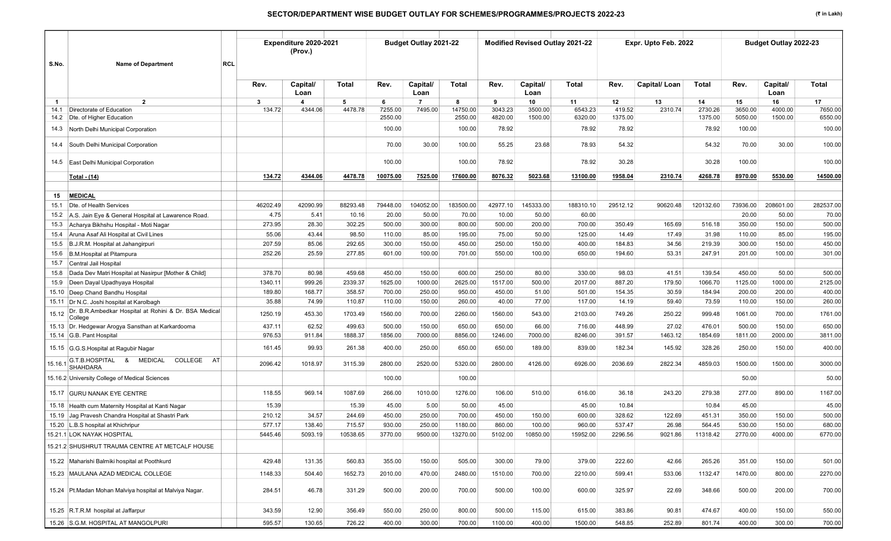## SECTOR/DEPARTMENT WISE BUDGET OUTLAY FOR SCHEMES/PROGRAMMES/PROJECTS 2022-23

(₹ in Lakh)

| S.No. | Name of Department | RCL | Expenditure 2020-2021 (Prov.) | | | Budget Outlay 2021-22 | | | Modified Revised Outlay 2021-22 | | | Expr. Upto Feb. 2022 | | | Budget Outlay 2022-23 | | |
|---|---|---|---|---|---|---|---|---|---|---|---|---|---|---|---|---|---|
| | | | Rev. | Capital/ Loan | Total | Rev. | Capital/ Loan | Total | Rev. | Capital/ Loan | Total | Rev. | Capital/ Loan | Total | Rev. | Capital/ Loan | Total |
| 1 | 2 | | 3 | 4 | 5 | 6 | 7 | 8 | 9 | 10 | 11 | 12 | 13 | 14 | 15 | 16 | 17 |
| 14.1 | Directorate of Education | | 134.72 | 4344.06 | 4478.78 | 7255.00 | 7495.00 | 14750.00 | 3043.23 | 3500.00 | 6543.23 | 419.52 | 2310.74 | 2730.26 | 3650.00 | 4000.00 | 7650.00 |
| 14.2 | Dte. of Higher Education | | | | | 2550.00 | | 2550.00 | 4820.00 | 1500.00 | 6320.00 | 1375.00 | | 1375.00 | 5050.00 | 1500.00 | 6550.00 |
| 14.3 | North Delhi Municipal Corporation | | | | | 100.00 | | 100.00 | 78.92 | | 78.92 | 78.92 | | 78.92 | 100.00 | | 100.00 |
| 14.4 | South Delhi Municipal Corporation | | | | | 70.00 | 30.00 | 100.00 | 55.25 | 23.68 | 78.93 | 54.32 | | 54.32 | 70.00 | 30.00 | 100.00 |
| 14.5 | East Delhi Municipal Corporation | | | | | 100.00 | | 100.00 | 78.92 | | 78.92 | 30.28 | | 30.28 | 100.00 | | 100.00 |
| | **Total - (14)** | | **134.72** | **4344.06** | **4478.78** | **10075.00** | **7525.00** | **17600.00** | **8076.32** | **5023.68** | **13100.00** | **1958.04** | **2310.74** | **4268.78** | **8970.00** | **5530.00** | **14500.00** |
| | | | | | | | | | | | | | | | | | |
| 15 | **MEDICAL** | | | | | | | | | | | | | | | | |
| 15.1 | Dte. of Health Services | | 46202.49 | 42090.99 | 88293.48 | 79448.00 | 104052.00 | 183500.00 | 42977.10 | 145333.00 | 188310.10 | 29512.12 | 90620.48 | 120132.60 | 73936.00 | 208601.00 | 282537.00 |
| 15.2 | A.S. Jain Eye & General Hospital at Lawarence Road. | | 4.75 | 5.41 | 10.16 | 20.00 | 50.00 | 70.00 | 10.00 | 50.00 | 60.00 | | | | 20.00 | 50.00 | 70.00 |
| 15.3 | Acharya Bikhshu Hospital - Moti Nagar | | 273.95 | 28.30 | 302.25 | 500.00 | 300.00 | 800.00 | 500.00 | 200.00 | 700.00 | 350.49 | 165.69 | 516.18 | 350.00 | 150.00 | 500.00 |
| 15.4 | Aruna Asaf Ali Hospital at Civil Lines | | 55.06 | 43.44 | 98.50 | 110.00 | 85.00 | 195.00 | 75.00 | 50.00 | 125.00 | 14.49 | 17.49 | 31.98 | 110.00 | 85.00 | 195.00 |
| 15.5 | B.J.R.M. Hospital at Jahangirpuri | | 207.59 | 85.06 | 292.65 | 300.00 | 150.00 | 450.00 | 250.00 | 150.00 | 400.00 | 184.83 | 34.56 | 219.39 | 300.00 | 150.00 | 450.00 |
| 15.6 | B.M.Hospital at Pitampura | | 252.26 | 25.59 | 277.85 | 601.00 | 100.00 | 701.00 | 550.00 | 100.00 | 650.00 | 194.60 | 53.31 | 247.91 | 201.00 | 100.00 | 301.00 |
| 15.7 | Central Jail Hospital | | | | | | | | | | | | | | | | |
| 15.8 | Dada Dev Matri Hospital at Nasirpur [Mother & Child] | | 378.70 | 80.98 | 459.68 | 450.00 | 150.00 | 600.00 | 250.00 | 80.00 | 330.00 | 98.03 | 41.51 | 139.54 | 450.00 | 50.00 | 500.00 |
| 15.9 | Deen Dayal Upadhyaya Hospital | | 1340.11 | 999.26 | 2339.37 | 1625.00 | 1000.00 | 2625.00 | 1517.00 | 500.00 | 2017.00 | 887.20 | 179.50 | 1066.70 | 1125.00 | 1000.00 | 2125.00 |
| 15.10 | Deep Chand Bandhu Hospital | | 189.80 | 168.77 | 358.57 | 700.00 | 250.00 | 950.00 | 450.00 | 51.00 | 501.00 | 154.35 | 30.59 | 184.94 | 200.00 | 200.00 | 400.00 |
| 15.11 | Dr N.C. Joshi hospital at Karolbagh | | 35.88 | 74.99 | 110.87 | 110.00 | 150.00 | 260.00 | 40.00 | 77.00 | 117.00 | 14.19 | 59.40 | 73.59 | 110.00 | 150.00 | 260.00 |
| 15.12 | Dr. B.R.Ambedkar Hospital at Rohini & Dr. BSA Medical College | | 1250.19 | 453.30 | 1703.49 | 1560.00 | 700.00 | 2260.00 | 1560.00 | 543.00 | 2103.00 | 749.26 | 250.22 | 999.48 | 1061.00 | 700.00 | 1761.00 |
| 15.13 | Dr. Hedgewar Arogya Sansthan at Karkardooma | | 437.11 | 62.52 | 499.63 | 500.00 | 150.00 | 650.00 | 650.00 | 66.00 | 716.00 | 448.99 | 27.02 | 476.01 | 500.00 | 150.00 | 650.00 |
| 15.14 | G.B. Pant Hospital | | 976.53 | 911.84 | 1888.37 | 1856.00 | 7000.00 | 8856.00 | 1246.00 | 7000.00 | 8246.00 | 391.57 | 1463.12 | 1854.69 | 1811.00 | 2000.00 | 3811.00 |
| 15.15 | G.G.S.Hospital at Ragubir Nagar | | 161.45 | 99.93 | 261.38 | 400.00 | 250.00 | 650.00 | 650.00 | 189.00 | 839.00 | 182.34 | 145.92 | 328.26 | 250.00 | 150.00 | 400.00 |
| 15.16.1 | G.T.B.HOSPITAL & MEDICAL COLLEGE AT SHAHDARA | | 2096.42 | 1018.97 | 3115.39 | 2800.00 | 2520.00 | 5320.00 | 2800.00 | 4126.00 | 6926.00 | 2036.69 | 2822.34 | 4859.03 | 1500.00 | 1500.00 | 3000.00 |
| 15.16.2 | University College of Medical Sciences | | | | | 100.00 | | 100.00 | | | | | | | 50.00 | | 50.00 |
| 15.17 | GURU NANAK EYE CENTRE | | 118.55 | 969.14 | 1087.69 | 266.00 | 1010.00 | 1276.00 | 106.00 | 510.00 | 616.00 | 36.18 | 243.20 | 279.38 | 277.00 | 890.00 | 1167.00 |
| 15.18 | Health cum Maternity Hospital at Kanti Nagar | | 15.39 | | 15.39 | 45.00 | 5.00 | 50.00 | 45.00 | | 45.00 | 10.84 | | 10.84 | 45.00 | | 45.00 |
| 15.19 | Jag Pravesh Chandra Hospital at Shastri Park | | 210.12 | 34.57 | 244.69 | 450.00 | 250.00 | 700.00 | 450.00 | 150.00 | 600.00 | 328.62 | 122.69 | 451.31 | 350.00 | 150.00 | 500.00 |
| 15.20 | L.B.S hospital at Khichripur | | 577.17 | 138.40 | 715.57 | 930.00 | 250.00 | 1180.00 | 860.00 | 100.00 | 960.00 | 537.47 | 26.98 | 564.45 | 530.00 | 150.00 | 680.00 |
| 15.21.1 | LOK NAYAK HOSPITAL | | 5445.46 | 5093.19 | 10538.65 | 3770.00 | 9500.00 | 13270.00 | 5102.00 | 10850.00 | 15952.00 | 2296.56 | 9021.86 | 11318.42 | 2770.00 | 4000.00 | 6770.00 |
| 15.21.2 | SHUSHRUT TRAUMA CENTRE AT METCALF HOUSE | | | | | | | | | | | | | | | | |
| 15.22 | Maharishi Balmiki hospital at Poothkurd | | 429.48 | 131.35 | 560.83 | 355.00 | 150.00 | 505.00 | 300.00 | 79.00 | 379.00 | 222.60 | 42.66 | 265.26 | 351.00 | 150.00 | 501.00 |
| 15.23 | MAULANA AZAD MEDICAL COLLEGE | | 1148.33 | 504.40 | 1652.73 | 2010.00 | 470.00 | 2480.00 | 1510.00 | 700.00 | 2210.00 | 599.41 | 533.06 | 1132.47 | 1470.00 | 800.00 | 2270.00 |
| 15.24 | Pt.Madan Mohan Malviya hospital at Malviya Nagar. | | 284.51 | 46.78 | 331.29 | 500.00 | 200.00 | 700.00 | 500.00 | 100.00 | 600.00 | 325.97 | 22.69 | 348.66 | 500.00 | 200.00 | 700.00 |
| 15.25 | R.T.R.M hospital at Jaffarpur | | 343.59 | 12.90 | 356.49 | 550.00 | 250.00 | 800.00 | 500.00 | 115.00 | 615.00 | 383.86 | 90.81 | 474.67 | 400.00 | 150.00 | 550.00 |
| 15.26 | S.G.M. HOSPITAL AT MANGOLPURI | | 595.57 | 130.65 | 726.22 | 400.00 | 300.00 | 700.00 | 1100.00 | 400.00 | 1500.00 | 548.85 | 252.89 | 801.74 | 400.00 | 300.00 | 700.00 |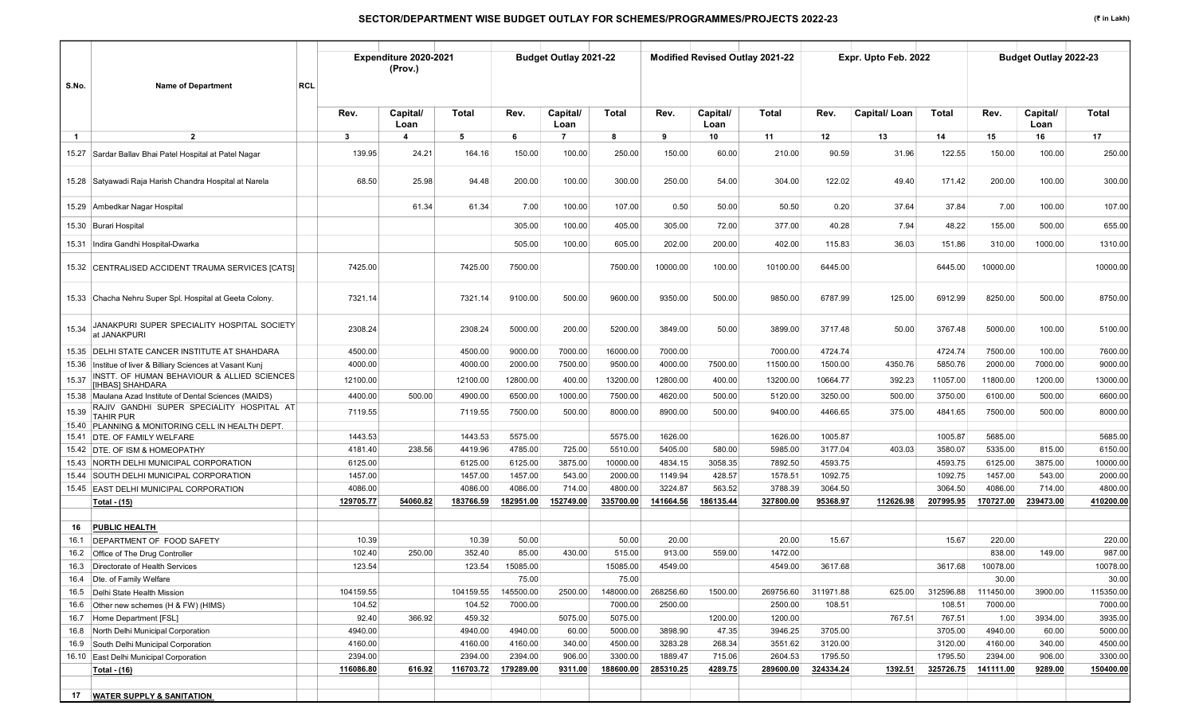## SECTOR/DEPARTMENT WISE BUDGET OUTLAY FOR SCHEMES/PROGRAMMES/PROJECTS 2022-23

(₹ in Lakh)

| S.No. | Name of Department | RCL | Expenditure 2020-2021 (Prov.) | | | Budget Outlay 2021-22 | | | Modified Revised Outlay 2021-22 | | | Expr. Upto Feb. 2022 | | | Budget Outlay 2022-23 | | |
|---|---|---|---|---|---|---|---|---|---|---|---|---|---|---|---|---|---|
| | | | Rev. | Capital/ Loan | Total | Rev. | Capital/ Loan | Total | Rev. | Capital/ Loan | Total | Rev. | Capital/ Loan | Total | Rev. | Capital/ Loan | Total |
| 1 | 2 | | 3 | 4 | 5 | 6 | 7 | 8 | 9 | 10 | 11 | 12 | 13 | 14 | 15 | 16 | 17 |
| 15.27 | Sardar Ballav Bhai Patel Hospital at Patel Nagar | | 139.95 | 24.21 | 164.16 | 150.00 | 100.00 | 250.00 | 150.00 | 60.00 | 210.00 | 90.59 | 31.96 | 122.55 | 150.00 | 100.00 | 250.00 |
| 15.28 | Satyawadi Raja Harish Chandra Hospital at Narela | | 68.50 | 25.98 | 94.48 | 200.00 | 100.00 | 300.00 | 250.00 | 54.00 | 304.00 | 122.02 | 49.40 | 171.42 | 200.00 | 100.00 | 300.00 |
| 15.29 | Ambedkar Nagar Hospital | | | 61.34 | 61.34 | 7.00 | 100.00 | 107.00 | 0.50 | 50.00 | 50.50 | 0.20 | 37.64 | 37.84 | 7.00 | 100.00 | 107.00 |
| 15.30 | Burari Hospital | | | | | 305.00 | 100.00 | 405.00 | 305.00 | 72.00 | 377.00 | 40.28 | 7.94 | 48.22 | 155.00 | 500.00 | 655.00 |
| 15.31 | Indira Gandhi Hospital-Dwarka | | | | | 505.00 | 100.00 | 605.00 | 202.00 | 200.00 | 402.00 | 115.83 | 36.03 | 151.86 | 310.00 | 1000.00 | 1310.00 |
| 15.32 | CENTRALISED ACCIDENT TRAUMA SERVICES [CATS] | | 7425.00 | | 7425.00 | 7500.00 | | 7500.00 | 10000.00 | 100.00 | 10100.00 | 6445.00 | | 6445.00 | 10000.00 | | 10000.00 |
| 15.33 | Chacha Nehru Super Spl. Hospital at Geeta Colony. | | 7321.14 | | 7321.14 | 9100.00 | 500.00 | 9600.00 | 9350.00 | 500.00 | 9850.00 | 6787.99 | 125.00 | 6912.99 | 8250.00 | 500.00 | 8750.00 |
| 15.34 | JANAKPURI SUPER SPECIALITY HOSPITAL SOCIETY at JANAKPURI | | 2308.24 | | 2308.24 | 5000.00 | 200.00 | 5200.00 | 3849.00 | 50.00 | 3899.00 | 3717.48 | 50.00 | 3767.48 | 5000.00 | 100.00 | 5100.00 |
| 15.35 | DELHI STATE CANCER INSTITUTE AT SHAHDARA | | 4500.00 | | 4500.00 | 9000.00 | 7000.00 | 16000.00 | 7000.00 | | 7000.00 | 4724.74 | | 4724.74 | 7500.00 | 100.00 | 7600.00 |
| 15.36 | Institue of liver & Billiary Sciences at Vasant Kunj | | 4000.00 | | 4000.00 | 2000.00 | 7500.00 | 9500.00 | 4000.00 | 7500.00 | 11500.00 | 1500.00 | 4350.76 | 5850.76 | 2000.00 | 7000.00 | 9000.00 |
| 15.37 | INSTT. OF HUMAN BEHAVIOUR & ALLIED SCIENCES [IHBAS] SHAHDARA | | 12100.00 | | 12100.00 | 12800.00 | 400.00 | 13200.00 | 12800.00 | 400.00 | 13200.00 | 10664.77 | 392.23 | 11057.00 | 11800.00 | 1200.00 | 13000.00 |
| 15.38 | Maulana Azad Institute of Dental Sciences (MAIDS) | | 4400.00 | 500.00 | 4900.00 | 6500.00 | 1000.00 | 7500.00 | 4620.00 | 500.00 | 5120.00 | 3250.00 | 500.00 | 3750.00 | 6100.00 | 500.00 | 6600.00 |
| 15.39 | RAJIV GANDHI SUPER SPECIALITY HOSPITAL AT TAHIR PUR | | 7119.55 | | 7119.55 | 7500.00 | 500.00 | 8000.00 | 8900.00 | 500.00 | 9400.00 | 4466.65 | 375.00 | 4841.65 | 7500.00 | 500.00 | 8000.00 |
| 15.40 | PLANNING & MONITORING CELL IN HEALTH DEPT. | | | | | | | | | | | | | | | | |
| 15.41 | DTE. OF FAMILY WELFARE | | 1443.53 | | 1443.53 | 5575.00 | | 5575.00 | 1626.00 | | 1626.00 | 1005.87 | | 1005.87 | 5685.00 | | 5685.00 |
| 15.42 | DTE. OF ISM & HOMEOPATHY | | 4181.40 | 238.56 | 4419.96 | 4785.00 | 725.00 | 5510.00 | 5405.00 | 580.00 | 5985.00 | 3177.04 | 403.03 | 3580.07 | 5335.00 | 815.00 | 6150.00 |
| 15.43 | NORTH DELHI MUNICIPAL CORPORATION | | 6125.00 | | 6125.00 | 6125.00 | 3875.00 | 10000.00 | 4834.15 | 3058.35 | 7892.50 | 4593.75 | | 4593.75 | 6125.00 | 3875.00 | 10000.00 |
| 15.44 | SOUTH DELHI MUNICIPAL CORPORATION | | 1457.00 | | 1457.00 | 1457.00 | 543.00 | 2000.00 | 1149.94 | 428.57 | 1578.51 | 1092.75 | | 1092.75 | 1457.00 | 543.00 | 2000.00 |
| 15.45 | EAST DELHI MUNICIPAL CORPORATION | | 4086.00 | | 4086.00 | 4086.00 | 714.00 | 4800.00 | 3224.87 | 563.52 | 3788.39 | 3064.50 | | 3064.50 | 4086.00 | 714.00 | 4800.00 |
| | **Total - (15)** | | **129705.77** | **54060.82** | **183766.59** | **182951.00** | **152749.00** | **335700.00** | **141664.56** | **186135.44** | **327800.00** | **95368.97** | **112626.98** | **207995.95** | **170727.00** | **239473.00** | **410200.00** |
| | | | | | | | | | | | | | | | | | |
| **16** | **PUBLIC HEALTH** | | | | | | | | | | | | | | | | |
| 16.1 | DEPARTMENT OF FOOD SAFETY | | 10.39 | | 10.39 | 50.00 | | 50.00 | 20.00 | | 20.00 | 15.67 | | 15.67 | 220.00 | | 220.00 |
| 16.2 | Office of The Drug Controller | | 102.40 | 250.00 | 352.40 | 85.00 | 430.00 | 515.00 | 913.00 | 559.00 | 1472.00 | | | | 838.00 | 149.00 | 987.00 |
| 16.3 | Directorate of Health Services | | 123.54 | | 123.54 | 15085.00 | | 15085.00 | 4549.00 | | 4549.00 | 3617.68 | | 3617.68 | 10078.00 | | 10078.00 |
| 16.4 | Dte. of Family Welfare | | | | | 75.00 | | 75.00 | | | | | | | 30.00 | | 30.00 |
| 16.5 | Delhi State Health Mission | | 104159.55 | | 104159.55 | 145500.00 | 2500.00 | 148000.00 | 268256.60 | 1500.00 | 269756.60 | 311971.88 | 625.00 | 312596.88 | 111450.00 | 3900.00 | 115350.00 |
| 16.6 | Other new schemes (H & FW) (HIMS) | | 104.52 | | 104.52 | 7000.00 | | 7000.00 | 2500.00 | | 2500.00 | 108.51 | | 108.51 | 7000.00 | | 7000.00 |
| 16.7 | Home Department [FSL] | | 92.40 | 366.92 | 459.32 | | 5075.00 | 5075.00 | | 1200.00 | 1200.00 | | 767.51 | 767.51 | 1.00 | 3934.00 | 3935.00 |
| 16.8 | North Delhi Municipal Corporation | | 4940.00 | | 4940.00 | 4940.00 | 60.00 | 5000.00 | 3898.90 | 47.35 | 3946.25 | 3705.00 | | 3705.00 | 4940.00 | 60.00 | 5000.00 |
| 16.9 | South Delhi Municipal Corporation | | 4160.00 | | 4160.00 | 4160.00 | 340.00 | 4500.00 | 3283.28 | 268.34 | 3551.62 | 3120.00 | | 3120.00 | 4160.00 | 340.00 | 4500.00 |
| 16.10 | East Delhi Municipal Corporation | | 2394.00 | | 2394.00 | 2394.00 | 906.00 | 3300.00 | 1889.47 | 715.06 | 2604.53 | 1795.50 | | 1795.50 | 2394.00 | 906.00 | 3300.00 |
| | **Total - (16)** | | **116086.80** | **616.92** | **116703.72** | **179289.00** | **9311.00** | **188600.00** | **285310.25** | **4289.75** | **289600.00** | **324334.24** | **1392.51** | **325726.75** | **141111.00** | **9289.00** | **150400.00** |
| | | | | | | | | | | | | | | | | | |
| **17** | **WATER SUPPLY & SANITATION** | | | | | | | | | | | | | | | | |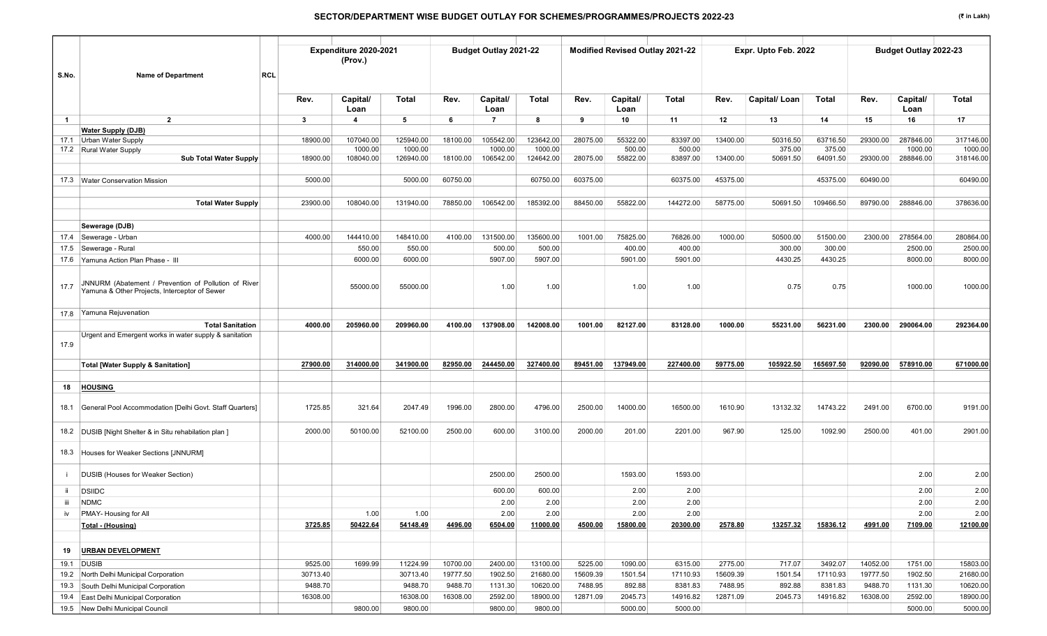## SECTOR/DEPARTMENT WISE BUDGET OUTLAY FOR SCHEMES/PROGRAMMES/PROJECTS 2022-23

(₹ in Lakh)

| S.No. | Name of Department | RCL | Expenditure 2020-2021 (Prov.) | | | Budget Outlay 2021-22 | | | Modified Revised Outlay 2021-22 | | | Expr. Upto Feb. 2022 | | | Budget Outlay 2022-23 | | |
|---|---|---|---|---|---|---|---|---|---|---|---|---|---|---|---|---|---|
| | | | Rev. | Capital/ Loan | Total | Rev. | Capital/ Loan | Total | Rev. | Capital/ Loan | Total | Rev. | Capital/ Loan | Total | Rev. | Capital/ Loan | Total |
| 1 | 2 | | 3 | 4 | 5 | 6 | 7 | 8 | 9 | 10 | 11 | 12 | 13 | 14 | 15 | 16 | 17 |
| | **Water Supply (DJB)** | | | | | | | | | | | | | | | | |
| 17.1 | Urban Water Supply | | 18900.00 | 107040.00 | 125940.00 | 18100.00 | 105542.00 | 123642.00 | 28075.00 | 55322.00 | 83397.00 | 13400.00 | 50316.50 | 63716.50 | 29300.00 | 287846.00 | 317146.00 |
| 17.2 | Rural Water Supply | | | 1000.00 | 1000.00 | | 1000.00 | 1000.00 | | 500.00 | 500.00 | | 375.00 | 375.00 | | 1000.00 | 1000.00 |
| | **Sub Total Water Supply** | | 18900.00 | 108040.00 | 126940.00 | 18100.00 | 106542.00 | 124642.00 | 28075.00 | 55822.00 | 83897.00 | 13400.00 | 50691.50 | 64091.50 | 29300.00 | 288846.00 | 318146.00 |
| 17.3 | Water Conservation Mission | | 5000.00 | | 5000.00 | 60750.00 | | 60750.00 | 60375.00 | | 60375.00 | 45375.00 | | 45375.00 | 60490.00 | | 60490.00 |
| | **Total Water Supply** | | 23900.00 | 108040.00 | 131940.00 | 78850.00 | 106542.00 | 185392.00 | 88450.00 | 55822.00 | 144272.00 | 58775.00 | 50691.50 | 109466.50 | 89790.00 | 288846.00 | 378636.00 |
| | **Sewerage (DJB)** | | | | | | | | | | | | | | | | |
| 17.4 | Sewerage - Urban | | 4000.00 | 144410.00 | 148410.00 | 4100.00 | 131500.00 | 135600.00 | 1001.00 | 75825.00 | 76826.00 | 1000.00 | 50500.00 | 51500.00 | 2300.00 | 278564.00 | 280864.00 |
| 17.5 | Sewerage - Rural | | | 550.00 | 550.00 | | 500.00 | 500.00 | | 400.00 | 400.00 | | 300.00 | 300.00 | | 2500.00 | 2500.00 |
| 17.6 | Yamuna Action Plan Phase - III | | | 6000.00 | 6000.00 | | 5907.00 | 5907.00 | | 5901.00 | 5901.00 | | 4430.25 | 4430.25 | | 8000.00 | 8000.00 |
| 17.7 | JNNURM (Abatement / Prevention of Pollution of River Yamuna & Other Projects, Interceptor of Sewer | | | 55000.00 | 55000.00 | | 1.00 | 1.00 | | 1.00 | 1.00 | | 0.75 | 0.75 | | 1000.00 | 1000.00 |
| 17.8 | Yamuna Rejuvenation | | | | | | | | | | | | | | | | |
| | **Total Sanitation** | | **4000.00** | **205960.00** | **209960.00** | **4100.00** | **137908.00** | **142008.00** | **1001.00** | **82127.00** | **83128.00** | **1000.00** | **55231.00** | **56231.00** | **2300.00** | **290064.00** | **292364.00** |
| 17.9 | Urgent and Emergent works in water supply & sanitation | | | | | | | | | | | | | | | | |
| | **Total [Water Supply & Sanitation]** | | **27900.00** | **314000.00** | **341900.00** | **82950.00** | **244450.00** | **327400.00** | **89451.00** | **137949.00** | **227400.00** | **59775.00** | **105922.50** | **165697.50** | **92090.00** | **578910.00** | **671000.00** |
| **18** | **HOUSING** | | | | | | | | | | | | | | | | |
| 18.1 | General Pool Accommodation [Delhi Govt. Staff Quarters] | | 1725.85 | 321.64 | 2047.49 | 1996.00 | 2800.00 | 4796.00 | 2500.00 | 14000.00 | 16500.00 | 1610.90 | 13132.32 | 14743.22 | 2491.00 | 6700.00 | 9191.00 |
| 18.2 | DUSIB [Night Shelter & in Situ rehabilitation plan ] | | 2000.00 | 50100.00 | 52100.00 | 2500.00 | 600.00 | 3100.00 | 2000.00 | 201.00 | 2201.00 | 967.90 | 125.00 | 1092.90 | 2500.00 | 401.00 | 2901.00 |
| 18.3 | Houses for Weaker Sections [JNNURM] | | | | | | | | | | | | | | | | |
| i | DUSIB (Houses for Weaker Section) | | | | | | 2500.00 | 2500.00 | | 1593.00 | 1593.00 | | | | | 2.00 | 2.00 |
| ii | DSIIDC | | | | | | 600.00 | 600.00 | | 2.00 | 2.00 | | | | | 2.00 | 2.00 |
| iii | NDMC | | | | | | 2.00 | 2.00 | | 2.00 | 2.00 | | | | | 2.00 | 2.00 |
| iv | PMAY- Housing for All | | | 1.00 | 1.00 | | 2.00 | 2.00 | | 2.00 | 2.00 | | | | | 2.00 | 2.00 |
| | **Total - (Housing)** | | **3725.85** | **50422.64** | **54148.49** | **4496.00** | **6504.00** | **11000.00** | **4500.00** | **15800.00** | **20300.00** | **2578.80** | **13257.32** | **15836.12** | **4991.00** | **7109.00** | **12100.00** |
| **19** | **URBAN DEVELOPMENT** | | | | | | | | | | | | | | | | |
| 19.1 | DUSIB | | 9525.00 | 1699.99 | 11224.99 | 10700.00 | 2400.00 | 13100.00 | 5225.00 | 1090.00 | 6315.00 | 2775.00 | 717.07 | 3492.07 | 14052.00 | 1751.00 | 15803.00 |
| 19.2 | North Delhi Municipal Corporation | | 30713.40 | | 30713.40 | 19777.50 | 1902.50 | 21680.00 | 15609.39 | 1501.54 | 17110.93 | 15609.39 | 1501.54 | 17110.93 | 19777.50 | 1902.50 | 21680.00 |
| 19.3 | South Delhi Municipal Corporation | | 9488.70 | | 9488.70 | 9488.70 | 1131.30 | 10620.00 | 7488.95 | 892.88 | 8381.83 | 7488.95 | 892.88 | 8381.83 | 9488.70 | 1131.30 | 10620.00 |
| 19.4 | East Delhi Municipal Corporation | | 16308.00 | | 16308.00 | 16308.00 | 2592.00 | 18900.00 | 12871.09 | 2045.73 | 14916.82 | 12871.09 | 2045.73 | 14916.82 | 16308.00 | 2592.00 | 18900.00 |
| 19.5 | New Delhi Municipal Council | | | 9800.00 | 9800.00 | | 9800.00 | 9800.00 | | 5000.00 | 5000.00 | | | | | 5000.00 | 5000.00 |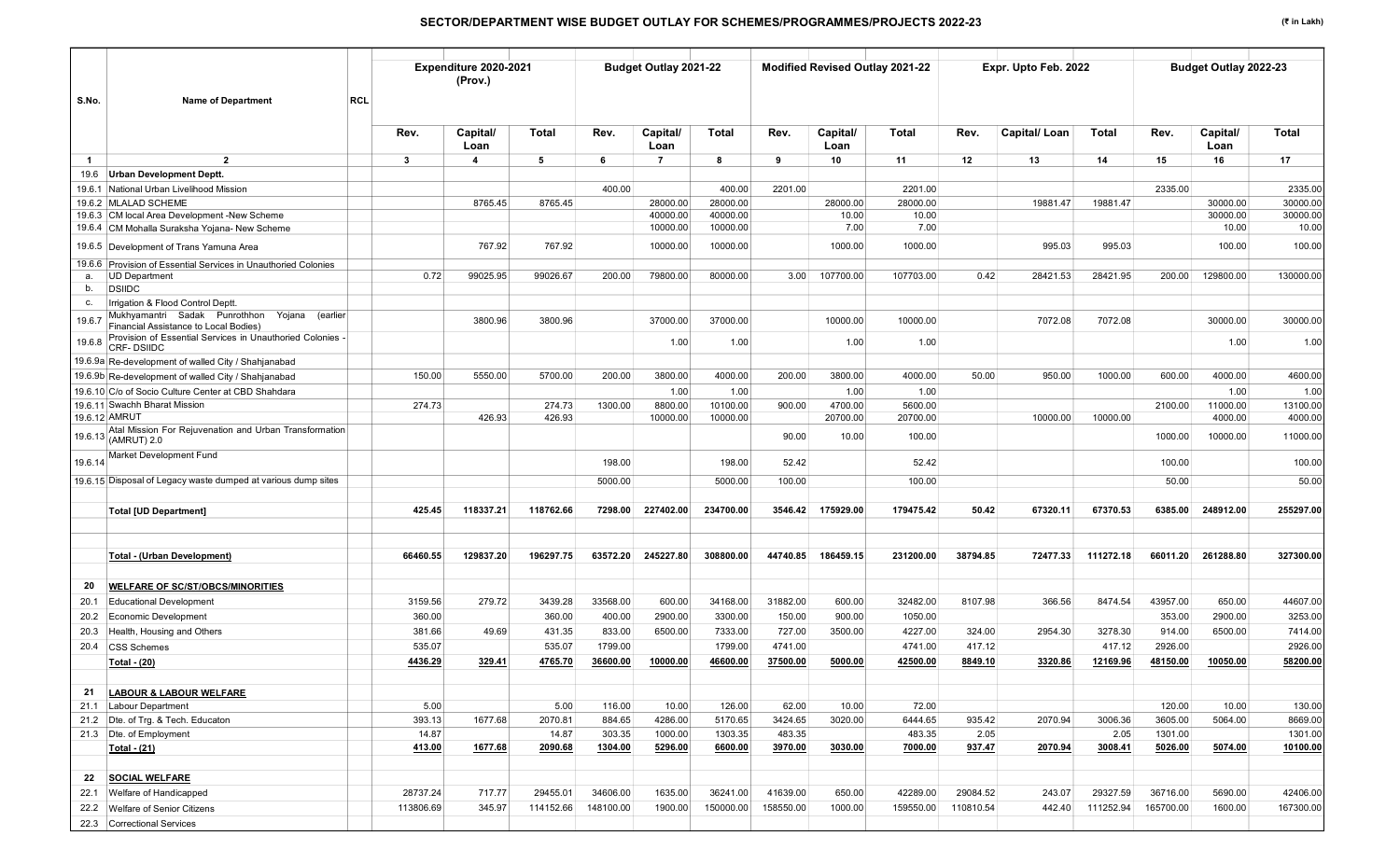## SECTOR/DEPARTMENT WISE BUDGET OUTLAY FOR SCHEMES/PROGRAMMES/PROJECTS 2022-23

(₹ in Lakh)

| S.No. | Name of Department | RCL | Expenditure 2020-2021 (Prov.) | | | Budget Outlay 2021-22 | | | Modified Revised Outlay 2021-22 | | | Expr. Upto Feb. 2022 | | | Budget Outlay 2022-23 | | |
|---|---|---|---|---|---|---|---|---|---|---|---|---|---|---|---|---|---|
| | | | Rev. | Capital/ Loan | Total | Rev. | Capital/ Loan | Total | Rev. | Capital/ Loan | Total | Rev. | Capital/ Loan | Total | Rev. | Capital/ Loan | Total |
| 1 | 2 | | 3 | 4 | 5 | 6 | 7 | 8 | 9 | 10 | 11 | 12 | 13 | 14 | 15 | 16 | 17 |
| 19.6 | **Urban Development Deptt.** | | | | | | | | | | | | | | | | |
| 19.6.1 | National Urban Livelihood Mission | | | | | 400.00 | | 400.00 | 2201.00 | | 2201.00 | | | | 2335.00 | | 2335.00 |
| 19.6.2 | MLALAD SCHEME | | | 8765.45 | 8765.45 | | 28000.00 | 28000.00 | | 28000.00 | 28000.00 | | 19881.47 | 19881.47 | | 30000.00 | 30000.00 |
| 19.6.3 | CM local Area Development -New Scheme | | | | | | 40000.00 | 40000.00 | | 10.00 | 10.00 | | | | | 30000.00 | 30000.00 |
| 19.6.4 | CM Mohalla Suraksha Yojana- New Scheme | | | | | | 10000.00 | 10000.00 | | 7.00 | 7.00 | | | | | 10.00 | 10.00 |
| 19.6.5 | Development of Trans Yamuna Area | | | 767.92 | 767.92 | | 10000.00 | 10000.00 | | 1000.00 | 1000.00 | | 995.03 | 995.03 | | 100.00 | 100.00 |
| 19.6.6 | Provision of Essential Services in Unauthoried Colonies | | | | | | | | | | | | | | | | |
| a. | UD Department | | 0.72 | 99025.95 | 99026.67 | 200.00 | 79800.00 | 80000.00 | 3.00 | 107700.00 | 107703.00 | 0.42 | 28421.53 | 28421.95 | 200.00 | 129800.00 | 130000.00 |
| b. | DSIIDC | | | | | | | | | | | | | | | | |
| c. | Irrigation & Flood Control Deptt. | | | | | | | | | | | | | | | | |
| 19.6.7 | Mukhyamantri Sadak Punrothhon Yojana (earlier Financial Assistance to Local Bodies) | | | 3800.96 | 3800.96 | | 37000.00 | 37000.00 | | 10000.00 | 10000.00 | | 7072.08 | 7072.08 | | 30000.00 | 30000.00 |
| 19.6.8 | Provision of Essential Services in Unauthoried Colonies - CRF- DSIIDC | | | | | | 1.00 | 1.00 | | 1.00 | 1.00 | | | | | 1.00 | 1.00 |
| 19.6.9a | Re-development of walled City / Shahjanabad | | | | | | | | | | | | | | | | |
| 19.6.9b | Re-development of walled City / Shahjanabad | | 150.00 | 5550.00 | 5700.00 | 200.00 | 3800.00 | 4000.00 | 200.00 | 3800.00 | 4000.00 | 50.00 | 950.00 | 1000.00 | 600.00 | 4000.00 | 4600.00 |
| 19.6.10 | C/o of Socio Culture Center at CBD Shahdara | | | | | | 1.00 | 1.00 | | 1.00 | 1.00 | | | | | 1.00 | 1.00 |
| 19.6.11 | Swachh Bharat Mission | | 274.73 | | 274.73 | 1300.00 | 8800.00 | 10100.00 | 900.00 | 4700.00 | 5600.00 | | | | 2100.00 | 11000.00 | 13100.00 |
| 19.6.12 | AMRUT | | | 426.93 | 426.93 | | 10000.00 | 10000.00 | | 20700.00 | 20700.00 | | 10000.00 | 10000.00 | | 4000.00 | 4000.00 |
| 19.6.13 | Atal Mission For Rejuvenation and Urban Transformation (AMRUT) 2.0 | | | | | | | | 90.00 | 10.00 | 100.00 | | | | 1000.00 | 10000.00 | 11000.00 |
| 19.6.14 | Market Development Fund | | | | | 198.00 | | 198.00 | 52.42 | | 52.42 | | | | 100.00 | | 100.00 |
| 19.6.15 | Disposal of Legacy waste dumped at various dump sites | | | | | 5000.00 | | 5000.00 | 100.00 | | 100.00 | | | | 50.00 | | 50.00 |
| | **Total [UD Department]** | | **425.45** | **118337.21** | **118762.66** | **7298.00** | **227402.00** | **234700.00** | **3546.42** | **175929.00** | **179475.42** | **50.42** | **67320.11** | **67370.53** | **6385.00** | **248912.00** | **255297.00** |
| | **Total - (Urban Development)** | | **66460.55** | **129837.20** | **196297.75** | **63572.20** | **245227.80** | **308800.00** | **44740.85** | **186459.15** | **231200.00** | **38794.85** | **72477.33** | **111272.18** | **66011.20** | **261288.80** | **327300.00** |
| **20** | **WELFARE OF SC/ST/OBCS/MINORITIES** | | | | | | | | | | | | | | | | |
| 20.1 | Educational Development | | 3159.56 | 279.72 | 3439.28 | 33568.00 | 600.00 | 34168.00 | 31882.00 | 600.00 | 32482.00 | 8107.98 | 366.56 | 8474.54 | 43957.00 | 650.00 | 44607.00 |
| 20.2 | Economic Development | | 360.00 | | 360.00 | 400.00 | 2900.00 | 3300.00 | 150.00 | 900.00 | 1050.00 | | | | 353.00 | 2900.00 | 3253.00 |
| 20.3 | Health, Housing and Others | | 381.66 | 49.69 | 431.35 | 833.00 | 6500.00 | 7333.00 | 727.00 | 3500.00 | 4227.00 | 324.00 | 2954.30 | 3278.30 | 914.00 | 6500.00 | 7414.00 |
| 20.4 | CSS Schemes | | 535.07 | | 535.07 | 1799.00 | | 1799.00 | 4741.00 | | 4741.00 | 417.12 | | 417.12 | 2926.00 | | 2926.00 |
| | **Total - (20)** | | **4436.29** | **329.41** | **4765.70** | **36600.00** | **10000.00** | **46600.00** | **37500.00** | **5000.00** | **42500.00** | **8849.10** | **3320.86** | **12169.96** | **48150.00** | **10050.00** | **58200.00** |
| **21** | **LABOUR & LABOUR WELFARE** | | | | | | | | | | | | | | | | |
| 21.1 | Labour Department | | 5.00 | | 5.00 | 116.00 | 10.00 | 126.00 | 62.00 | 10.00 | 72.00 | | | | 120.00 | 10.00 | 130.00 |
| 21.2 | Dte. of Trg. & Tech. Educaton | | 393.13 | 1677.68 | 2070.81 | 884.65 | 4286.00 | 5170.65 | 3424.65 | 3020.00 | 6444.65 | 935.42 | 2070.94 | 3006.36 | 3605.00 | 5064.00 | 8669.00 |
| 21.3 | Dte. of Employment | | 14.87 | | 14.87 | 303.35 | 1000.00 | 1303.35 | 483.35 | | 483.35 | 2.05 | | 2.05 | 1301.00 | | 1301.00 |
| | **Total - (21)** | | **413.00** | **1677.68** | **2090.68** | **1304.00** | **5296.00** | **6600.00** | **3970.00** | **3030.00** | **7000.00** | **937.47** | **2070.94** | **3008.41** | **5026.00** | **5074.00** | **10100.00** |
| **22** | **SOCIAL WELFARE** | | | | | | | | | | | | | | | | |
| 22.1 | Welfare of Handicapped | | 28737.24 | 717.77 | 29455.01 | 34606.00 | 1635.00 | 36241.00 | 41639.00 | 650.00 | 42289.00 | 29084.52 | 243.07 | 29327.59 | 36716.00 | 5690.00 | 42406.00 |
| 22.2 | Welfare of Senior Citizens | | 113806.69 | 345.97 | 114152.66 | 148100.00 | 1900.00 | 150000.00 | 158550.00 | 1000.00 | 159550.00 | 110810.54 | 442.40 | 111252.94 | 165700.00 | 1600.00 | 167300.00 |
| 22.3 | Correctional Services | | | | | | | | | | | | | | | | |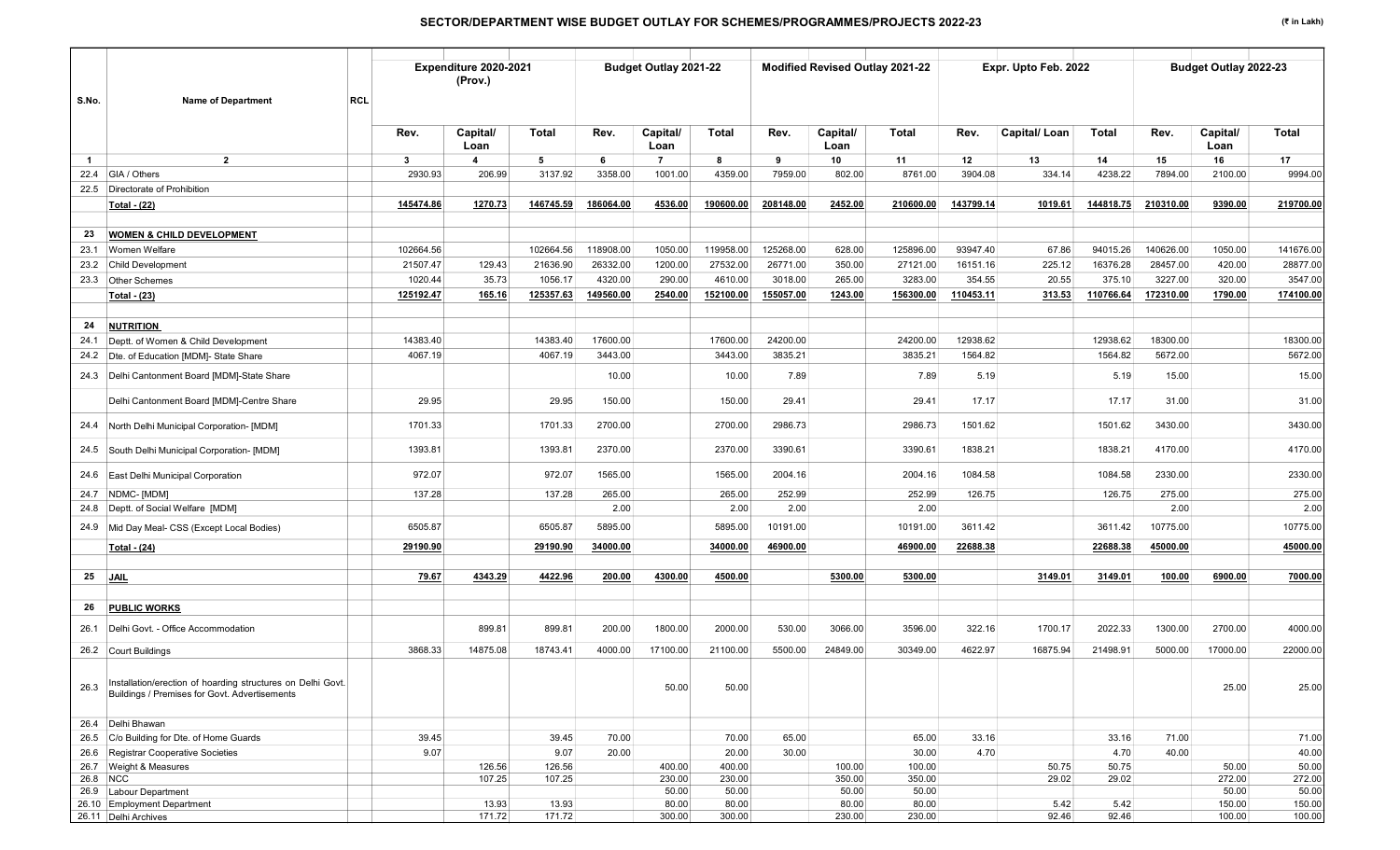## SECTOR/DEPARTMENT WISE BUDGET OUTLAY FOR SCHEMES/PROGRAMMES/PROJECTS 2022-23

(₹ in Lakh)

| S.No. | Name of Department | RCL | Expenditure 2020-2021 (Prov.) | | | Budget Outlay 2021-22 | | | Modified Revised Outlay 2021-22 | | | Expr. Upto Feb. 2022 | | | Budget Outlay 2022-23 | | |
|---|---|---|---|---|---|---|---|---|---|---|---|---|---|---|---|---|---|
| | | | Rev. | Capital/ Loan | Total | Rev. | Capital/ Loan | Total | Rev. | Capital/ Loan | Total | Rev. | Capital/ Loan | Total | Rev. | Capital/ Loan | Total |
| 1 | 2 | | 3 | 4 | 5 | 6 | 7 | 8 | 9 | 10 | 11 | 12 | 13 | 14 | 15 | 16 | 17 |
| 22.4 | GIA / Others | | 2930.93 | 206.99 | 3137.92 | 3358.00 | 1001.00 | 4359.00 | 7959.00 | 802.00 | 8761.00 | 3904.08 | 334.14 | 4238.22 | 7894.00 | 2100.00 | 9994.00 |
| 22.5 | Directorate of Prohibition | | | | | | | | | | | | | | | | |
| | **Total - (22)** | | **145474.86** | **1270.73** | **146745.59** | **186064.00** | **4536.00** | **190600.00** | **208148.00** | **2452.00** | **210600.00** | **143799.14** | **1019.61** | **144818.75** | **210310.00** | **9390.00** | **219700.00** |
| 23 | **WOMEN & CHILD DEVELOPMENT** | | | | | | | | | | | | | | | | |
| 23.1 | Women Welfare | | 102664.56 | | 102664.56 | 118908.00 | 1050.00 | 119958.00 | 125268.00 | 628.00 | 125896.00 | 93947.40 | 67.86 | 94015.26 | 140626.00 | 1050.00 | 141676.00 |
| 23.2 | Child Development | | 21507.47 | 129.43 | 21636.90 | 26332.00 | 1200.00 | 27532.00 | 26771.00 | 350.00 | 27121.00 | 16151.16 | 225.12 | 16376.28 | 28457.00 | 420.00 | 28877.00 |
| 23.3 | Other Schemes | | 1020.44 | 35.73 | 1056.17 | 4320.00 | 290.00 | 4610.00 | 3018.00 | 265.00 | 3283.00 | 354.55 | 20.55 | 375.10 | 3227.00 | 320.00 | 3547.00 |
| | **Total - (23)** | | **125192.47** | **165.16** | **125357.63** | **149560.00** | **2540.00** | **152100.00** | **155057.00** | **1243.00** | **156300.00** | **110453.11** | **313.53** | **110766.64** | **172310.00** | **1790.00** | **174100.00** |
| 24 | **NUTRITION** | | | | | | | | | | | | | | | | |
| 24.1 | Deptt. of Women & Child Development | | 14383.40 | | 14383.40 | 17600.00 | | 17600.00 | 24200.00 | | 24200.00 | 12938.62 | | 12938.62 | 18300.00 | | 18300.00 |
| 24.2 | Dte. of Education [MDM]- State Share | | 4067.19 | | 4067.19 | 3443.00 | | 3443.00 | 3835.21 | | 3835.21 | 1564.82 | | 1564.82 | 5672.00 | | 5672.00 |
| 24.3 | Delhi Cantonment Board [MDM]-State Share | | | | | 10.00 | | 10.00 | 7.89 | | 7.89 | 5.19 | | 5.19 | 15.00 | | 15.00 |
| | Delhi Cantonment Board [MDM]-Centre Share | | 29.95 | | 29.95 | 150.00 | | 150.00 | 29.41 | | 29.41 | 17.17 | | 17.17 | 31.00 | | 31.00 |
| 24.4 | North Delhi Municipal Corporation- [MDM] | | 1701.33 | | 1701.33 | 2700.00 | | 2700.00 | 2986.73 | | 2986.73 | 1501.62 | | 1501.62 | 3430.00 | | 3430.00 |
| 24.5 | South Delhi Municipal Corporation- [MDM] | | 1393.81 | | 1393.81 | 2370.00 | | 2370.00 | 3390.61 | | 3390.61 | 1838.21 | | 1838.21 | 4170.00 | | 4170.00 |
| 24.6 | East Delhi Municipal Corporation | | 972.07 | | 972.07 | 1565.00 | | 1565.00 | 2004.16 | | 2004.16 | 1084.58 | | 1084.58 | 2330.00 | | 2330.00 |
| 24.7 | NDMC- [MDM] | | 137.28 | | 137.28 | 265.00 | | 265.00 | 252.99 | | 252.99 | 126.75 | | 126.75 | 275.00 | | 275.00 |
| 24.8 | Deptt. of Social Welfare [MDM] | | | | | 2.00 | | 2.00 | 2.00 | | 2.00 | | | | 2.00 | | 2.00 |
| 24.9 | Mid Day Meal- CSS (Except Local Bodies) | | 6505.87 | | 6505.87 | 5895.00 | | 5895.00 | 10191.00 | | 10191.00 | 3611.42 | | 3611.42 | 10775.00 | | 10775.00 |
| | **Total - (24)** | | **29190.90** | | **29190.90** | **34000.00** | | **34000.00** | **46900.00** | | **46900.00** | **22688.38** | | **22688.38** | **45000.00** | | **45000.00** |
| 25 | **JAIL** | | **79.67** | **4343.29** | **4422.96** | **200.00** | **4300.00** | **4500.00** | | **5300.00** | **5300.00** | | **3149.01** | **3149.01** | **100.00** | **6900.00** | **7000.00** |
| 26 | **PUBLIC WORKS** | | | | | | | | | | | | | | | | |
| 26.1 | Delhi Govt. - Office Accommodation | | | 899.81 | 899.81 | 200.00 | 1800.00 | 2000.00 | 530.00 | 3066.00 | 3596.00 | 322.16 | 1700.17 | 2022.33 | 1300.00 | 2700.00 | 4000.00 |
| 26.2 | Court Buildings | | 3868.33 | 14875.08 | 18743.41 | 4000.00 | 17100.00 | 21100.00 | 5500.00 | 24849.00 | 30349.00 | 4622.97 | 16875.94 | 21498.91 | 5000.00 | 17000.00 | 22000.00 |
| 26.3 | Installation/erection of hoarding structures on Delhi Govt. Buildings / Premises for Govt. Advertisements | | | | | | 50.00 | 50.00 | | | | | | | | 25.00 | 25.00 |
| 26.4 | Delhi Bhawan | | | | | | | | | | | | | | | | |
| 26.5 | C/o Building for Dte. of Home Guards | | 39.45 | | 39.45 | 70.00 | | 70.00 | 65.00 | | 65.00 | 33.16 | | 33.16 | 71.00 | | 71.00 |
| 26.6 | Registrar Cooperative Societies | | 9.07 | | 9.07 | 20.00 | | 20.00 | 30.00 | | 30.00 | 4.70 | | 4.70 | 40.00 | | 40.00 |
| 26.7 | Weight & Measures | | | 126.56 | 126.56 | | 400.00 | 400.00 | | 100.00 | 100.00 | | 50.75 | 50.75 | | 50.00 | 50.00 |
| 26.8 | NCC | | | 107.25 | 107.25 | | 230.00 | 230.00 | | 350.00 | 350.00 | | 29.02 | 29.02 | | 272.00 | 272.00 |
| 26.9 | Labour Department | | | | | | 50.00 | 50.00 | | 50.00 | 50.00 | | | | | 50.00 | 50.00 |
| 26.10 | Employment Department | | | 13.93 | 13.93 | | 80.00 | 80.00 | | 80.00 | 80.00 | | 5.42 | 5.42 | | 150.00 | 150.00 |
| 26.11 | Delhi Archives | | | 171.72 | 171.72 | | 300.00 | 300.00 | | 230.00 | 230.00 | | 92.46 | 92.46 | | 100.00 | 100.00 |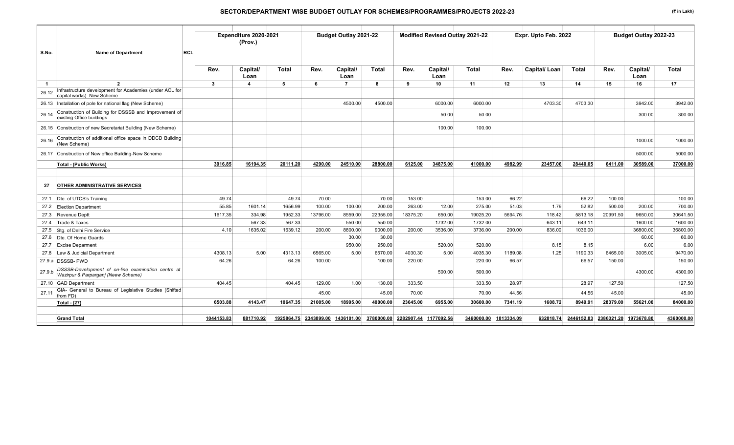## SECTOR/DEPARTMENT WISE BUDGET OUTLAY FOR SCHEMES/PROGRAMMES/PROJECTS 2022-23

(₹ in Lakh)

| S.No. | Name of Department | RCL | Expenditure 2020-2021 (Prov.) | | | Budget Outlay 2021-22 | | | Modified Revised Outlay 2021-22 | | | Expr. Upto Feb. 2022 | | | Budget Outlay 2022-23 | | |
|---|---|---|---|---|---|---|---|---|---|---|---|---|---|---|---|---|---|
| | | | Rev. | Capital/ Loan | Total | Rev. | Capital/ Loan | Total | Rev. | Capital/ Loan | Total | Rev. | Capital/ Loan | Total | Rev. | Capital/ Loan | Total |
| 1 | 2 | | 3 | 4 | 5 | 6 | 7 | 8 | 9 | 10 | 11 | 12 | 13 | 14 | 15 | 16 | 17 |
| 26.12 | Infrastructure development for Academies (under ACL for capital works)- New Scheme | | | | | | | | | | | | | | | | |
| 26.13 | Installation of pole for national flag (New Scheme) | | | | | | 4500.00 | 4500.00 | | 6000.00 | 6000.00 | | 4703.30 | 4703.30 | | 3942.00 | 3942.00 |
| 26.14 | Construction of Building for DSSSB and Improvement of existing Office buildings | | | | | | | | | 50.00 | 50.00 | | | | | 300.00 | 300.00 |
| 26.15 | Construction of new Secretariat Building (New Scheme) | | | | | | | | | 100.00 | 100.00 | | | | | | |
| 26.16 | Construction of additional office space in DDCD Building (New Scheme) | | | | | | | | | | | | | | | 1000.00 | 1000.00 |
| 26.17 | Construction of New office Building-New Scheme | | | | | | | | | | | | | | | 5000.00 | 5000.00 |
| | **Total - (Public Works)** | | **3916.85** | **16194.35** | **20111.20** | **4290.00** | **24510.00** | **28800.00** | **6125.00** | **34875.00** | **41000.00** | **4982.99** | **23457.06** | **28440.05** | **6411.00** | **30589.00** | **37000.00** |
| | | | | | | | | | | | | | | | | | |
| **27** | **OTHER ADMINISTRATIVE SERVICES** | | | | | | | | | | | | | | | | |
| 27.1 | Dte. of UTCS's Training | | 49.74 | | 49.74 | 70.00 | | 70.00 | 153.00 | | 153.00 | 66.22 | | 66.22 | 100.00 | | 100.00 |
| 27.2 | Election Department | | 55.85 | 1601.14 | 1656.99 | 100.00 | 100.00 | 200.00 | 263.00 | 12.00 | 275.00 | 51.03 | 1.79 | 52.82 | 500.00 | 200.00 | 700.00 |
| 27.3 | Revenue Deptt | | 1617.35 | 334.98 | 1952.33 | 13796.00 | 8559.00 | 22355.00 | 18375.20 | 650.00 | 19025.20 | 5694.76 | 118.42 | 5813.18 | 20991.50 | 9650.00 | 30641.50 |
| 27.4 | Trade & Taxes | | | 567.33 | 567.33 | | 550.00 | 550.00 | | 1732.00 | 1732.00 | | 643.11 | 643.11 | | 1600.00 | 1600.00 |
| 27.5 | Stg. of Delhi Fire Service | | 4.10 | 1635.02 | 1639.12 | 200.00 | 8800.00 | 9000.00 | 200.00 | 3536.00 | 3736.00 | 200.00 | 836.00 | 1036.00 | | 36800.00 | 36800.00 |
| 27.6 | Dte. Of Home Guards | | | | | | 30.00 | 30.00 | | | | | | | | 60.00 | 60.00 |
| 27.7 | Excise Deparment | | | | | | 950.00 | 950.00 | | 520.00 | 520.00 | | 8.15 | 8.15 | | 6.00 | 6.00 |
| 27.8 | Law & Judicial Department | | 4308.13 | 5.00 | 4313.13 | 6565.00 | 5.00 | 6570.00 | 4030.30 | 5.00 | 4035.30 | 1189.08 | 1.25 | 1190.33 | 6465.00 | 3005.00 | 9470.00 |
| 27.9.a | DSSSB- PWD | | 64.26 | | 64.26 | 100.00 | | 100.00 | 220.00 | | 220.00 | 66.57 | | 66.57 | 150.00 | | 150.00 |
| 27.9.b | *DSSSB-Development of on-line examination centre at Wazirpur & Parparganj (New Scheme)* | | | | | | | | | 500.00 | 500.00 | | | | | 4300.00 | 4300.00 |
| 27.10 | GAD Department | | 404.45 | | 404.45 | 129.00 | 1.00 | 130.00 | 333.50 | | 333.50 | 28.97 | | 28.97 | 127.50 | | 127.50 |
| 27.11 | GIA- General to Bureau of Legislative Studies (Shifted from FD) | | | | | 45.00 | | 45.00 | 70.00 | | 70.00 | 44.56 | | 44.56 | 45.00 | | 45.00 |
| | **Total - (27)** | | **6503.88** | **4143.47** | **10647.35** | **21005.00** | **18995.00** | **40000.00** | **23645.00** | **6955.00** | **30600.00** | **7341.19** | **1608.72** | **8949.91** | **28379.00** | **55621.00** | **84000.00** |
| | | | | | | | | | | | | | | | | | |
| | **Grand Total** | | **1044153.83** | **881710.92** | **1925864.75** | **2343899.00** | **1436101.00** | **3780000.00** | **2282907.44** | **1177092.56** | **3460000.00** | **1813334.09** | **632818.74** | **2446152.83** | **2386321.20** | **1973678.80** | **4360000.00** |